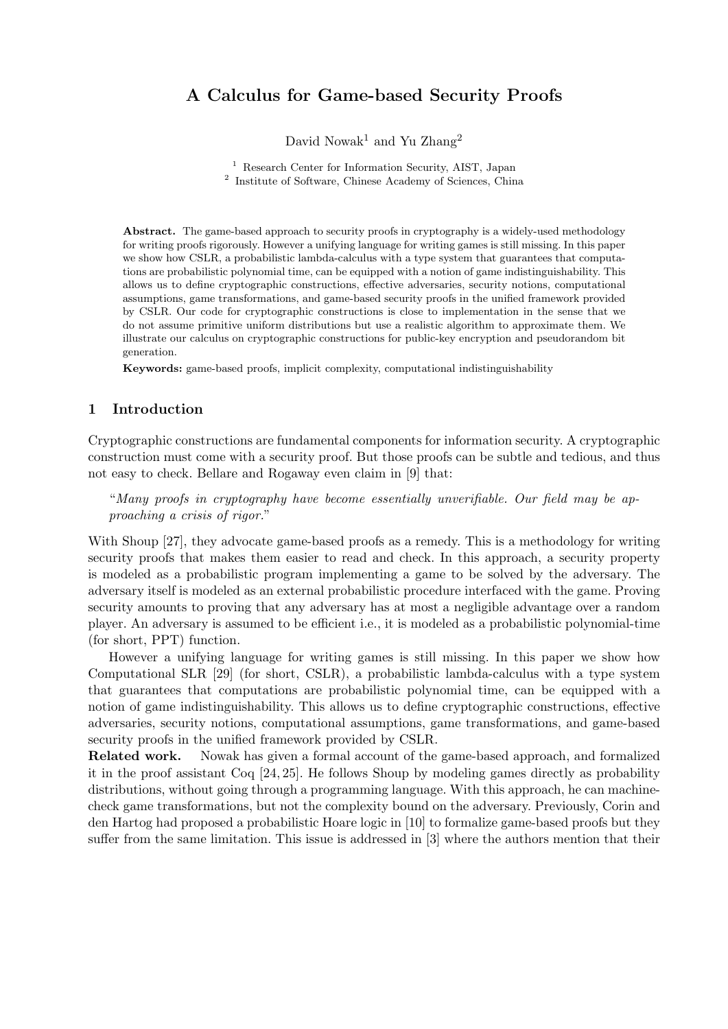# A Calculus for Game-based Security Proofs

David Nowak[1] and Yu Zhang[2]

[1] Research Center for Information Security, AIST, Japan
[2] Institute of Software, Chinese Academy of Sciences, China

**Abstract.** The game-based approach to security proofs in cryptography is a widely-used methodology for writing proofs rigorously. However a unifying language for writing games is still missing. In this paper we show how CSLR, a probabilistic lambda-calculus with a type system that guarantees that computations are probabilistic polynomial time, can be equipped with a notion of game indistinguishability. This allows us to define cryptographic constructions, effective adversaries, security notions, computational assumptions, game transformations, and game-based security proofs in the unified framework provided by CSLR. Our code for cryptographic constructions is close to implementation in the sense that we do not assume primitive uniform distributions but use a realistic algorithm to approximate them. We illustrate our calculus on cryptographic constructions for public-key encryption and pseudorandom bit generation.

**Keywords:** game-based proofs, implicit complexity, computational indistinguishability

## 1 Introduction

Cryptographic constructions are fundamental components for information security. A cryptographic construction must come with a security proof. But those proofs can be subtle and tedious, and thus not easy to check. Bellare and Rogaway even claim in [9] that:

> "*Many proofs in cryptography have become essentially unverifiable. Our field may be approaching a crisis of rigor.*"

With Shoup [27], they advocate game-based proofs as a remedy. This is a methodology for writing security proofs that makes them easier to read and check. In this approach, a security property is modeled as a probabilistic program implementing a game to be solved by the adversary. The adversary itself is modeled as an external probabilistic procedure interfaced with the game. Proving security amounts to proving that any adversary has at most a negligible advantage over a random player. An adversary is assumed to be efficient i.e., it is modeled as a probabilistic polynomial-time (for short, PPT) function.

However a unifying language for writing games is still missing. In this paper we show how Computational SLR [29] (for short, CSLR), a probabilistic lambda-calculus with a type system that guarantees that computations are probabilistic polynomial time, can be equipped with a notion of game indistinguishability. This allows us to define cryptographic constructions, effective adversaries, security notions, computational assumptions, game transformations, and game-based security proofs in the unified framework provided by CSLR.

**Related work.** Nowak has given a formal account of the game-based approach, and formalized it in the proof assistant Coq [24, 25]. He follows Shoup by modeling games directly as probability distributions, without going through a programming language. With this approach, he can machine-check game transformations, but not the complexity bound on the adversary. Previously, Corin and den Hartog had proposed a probabilistic Hoare logic in [10] to formalize game-based proofs but they suffer from the same limitation. This issue is addressed in [3] where the authors mention that their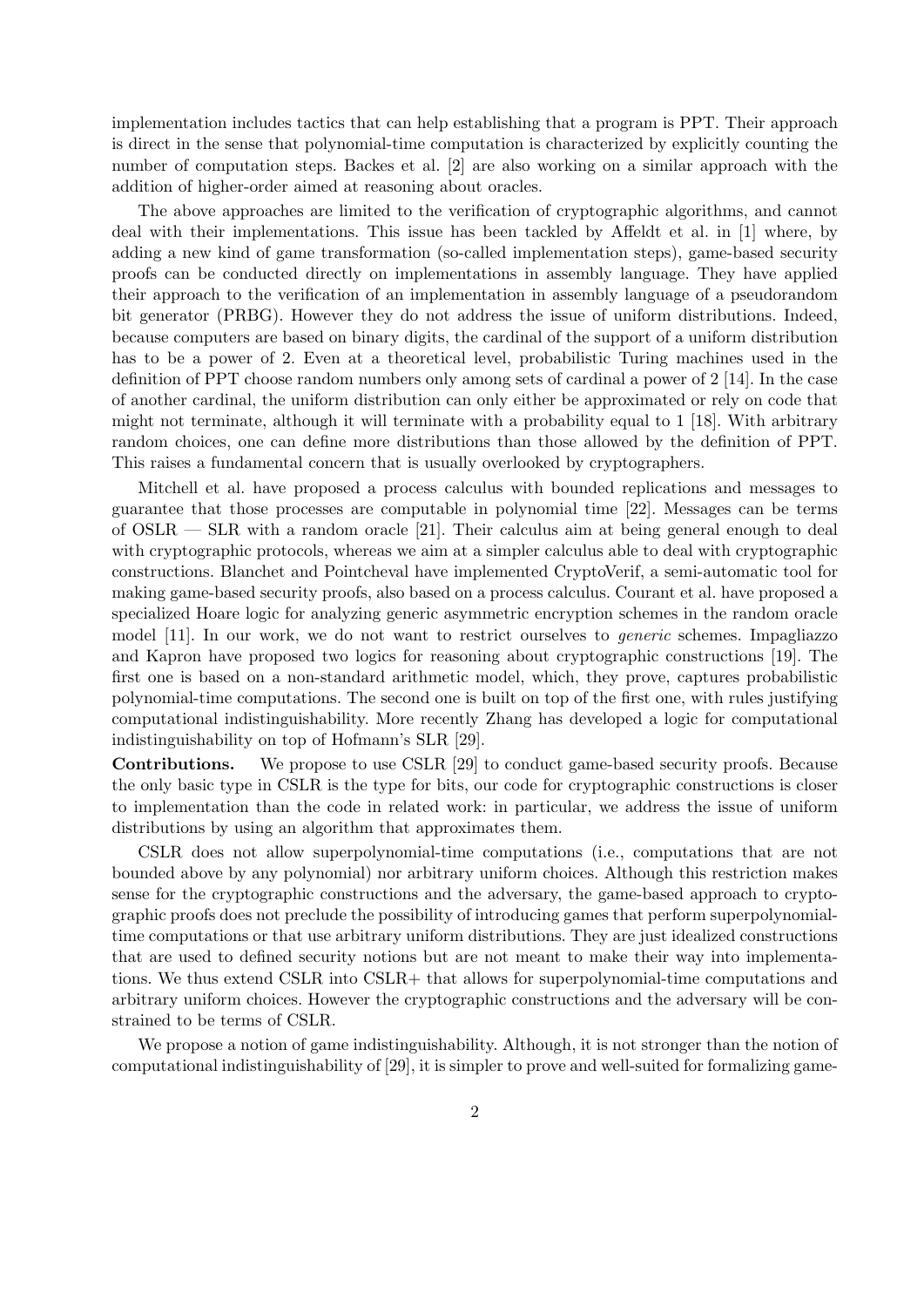implementation includes tactics that can help establishing that a program is PPT. Their approach is direct in the sense that polynomial-time computation is characterized by explicitly counting the number of computation steps. Backes et al. [2] are also working on a similar approach with the addition of higher-order aimed at reasoning about oracles.

The above approaches are limited to the verification of cryptographic algorithms, and cannot deal with their implementations. This issue has been tackled by Affeldt et al. in [1] where, by adding a new kind of game transformation (so-called implementation steps), game-based security proofs can be conducted directly on implementations in assembly language. They have applied their approach to the verification of an implementation in assembly language of a pseudorandom bit generator (PRBG). However they do not address the issue of uniform distributions. Indeed, because computers are based on binary digits, the cardinal of the support of a uniform distribution has to be a power of 2. Even at a theoretical level, probabilistic Turing machines used in the definition of PPT choose random numbers only among sets of cardinal a power of 2 [14]. In the case of another cardinal, the uniform distribution can only either be approximated or rely on code that might not terminate, although it will terminate with a probability equal to 1 [18]. With arbitrary random choices, one can define more distributions than those allowed by the definition of PPT. This raises a fundamental concern that is usually overlooked by cryptographers.

Mitchell et al. have proposed a process calculus with bounded replications and messages to guarantee that those processes are computable in polynomial time [22]. Messages can be terms of OSLR — SLR with a random oracle [21]. Their calculus aim at being general enough to deal with cryptographic protocols, whereas we aim at a simpler calculus able to deal with cryptographic constructions. Blanchet and Pointcheval have implemented CryptoVerif, a semi-automatic tool for making game-based security proofs, also based on a process calculus. Courant et al. have proposed a specialized Hoare logic for analyzing generic asymmetric encryption schemes in the random oracle model [11]. In our work, we do not want to restrict ourselves to *generic* schemes. Impagliazzo and Kapron have proposed two logics for reasoning about cryptographic constructions [19]. The first one is based on a non-standard arithmetic model, which, they prove, captures probabilistic polynomial-time computations. The second one is built on top of the first one, with rules justifying computational indistinguishability. More recently Zhang has developed a logic for computational indistinguishability on top of Hofmann's SLR [29].

**Contributions.** We propose to use CSLR [29] to conduct game-based security proofs. Because the only basic type in CSLR is the type for bits, our code for cryptographic constructions is closer to implementation than the code in related work: in particular, we address the issue of uniform distributions by using an algorithm that approximates them.

CSLR does not allow superpolynomial-time computations (i.e., computations that are not bounded above by any polynomial) nor arbitrary uniform choices. Although this restriction makes sense for the cryptographic constructions and the adversary, the game-based approach to cryptographic proofs does not preclude the possibility of introducing games that perform superpolynomial-time computations or that use arbitrary uniform distributions. They are just idealized constructions that are used to defined security notions but are not meant to make their way into implementations. We thus extend CSLR into CSLR+ that allows for superpolynomial-time computations and arbitrary uniform choices. However the cryptographic constructions and the adversary will be constrained to be terms of CSLR.

We propose a notion of game indistinguishability. Although, it is not stronger than the notion of computational indistinguishability of [29], it is simpler to prove and well-suited for formalizing game-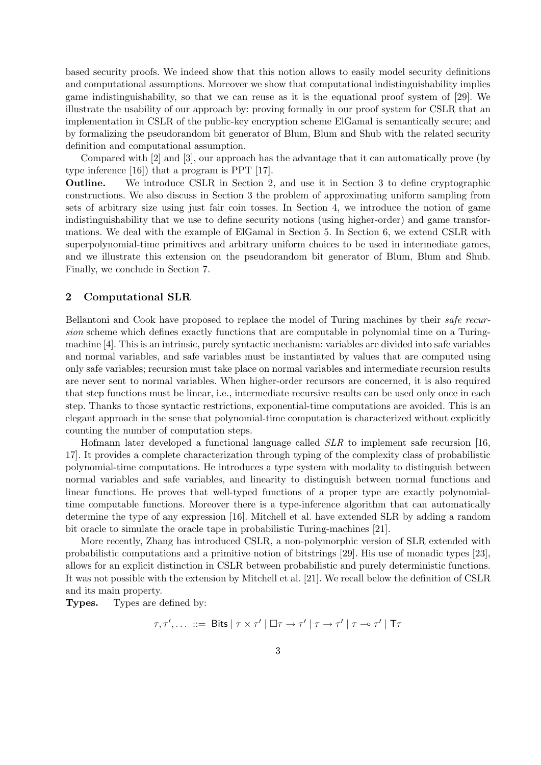based security proofs. We indeed show that this notion allows to easily model security definitions and computational assumptions. Moreover we show that computational indistinguishability implies game indistinguishability, so that we can reuse as it is the equational proof system of [29]. We illustrate the usability of our approach by: proving formally in our proof system for CSLR that an implementation in CSLR of the public-key encryption scheme ElGamal is semantically secure; and by formalizing the pseudorandom bit generator of Blum, Blum and Shub with the related security definition and computational assumption.

Compared with [2] and [3], our approach has the advantage that it can automatically prove (by type inference [16]) that a program is PPT [17].

**Outline.** We introduce CSLR in Section 2, and use it in Section 3 to define cryptographic constructions. We also discuss in Section 3 the problem of approximating uniform sampling from sets of arbitrary size using just fair coin tosses. In Section 4, we introduce the notion of game indistinguishability that we use to define security notions (using higher-order) and game transformations. We deal with the example of ElGamal in Section 5. In Section 6, we extend CSLR with superpolynomial-time primitives and arbitrary uniform choices to be used in intermediate games, and we illustrate this extension on the pseudorandom bit generator of Blum, Blum and Shub. Finally, we conclude in Section 7.

## 2 Computational SLR

Bellantoni and Cook have proposed to replace the model of Turing machines by their *safe recursion* scheme which defines exactly functions that are computable in polynomial time on a Turing-machine [4]. This is an intrinsic, purely syntactic mechanism: variables are divided into safe variables and normal variables, and safe variables must be instantiated by values that are computed using only safe variables; recursion must take place on normal variables and intermediate recursion results are never sent to normal variables. When higher-order recursors are concerned, it is also required that step functions must be linear, i.e., intermediate recursive results can be used only once in each step. Thanks to those syntactic restrictions, exponential-time computations are avoided. This is an elegant approach in the sense that polynomial-time computation is characterized without explicitly counting the number of computation steps.

Hofmann later developed a functional language called *SLR* to implement safe recursion [16, 17]. It provides a complete characterization through typing of the complexity class of probabilistic polynomial-time computations. He introduces a type system with modality to distinguish between normal variables and safe variables, and linearity to distinguish between normal functions and linear functions. He proves that well-typed functions of a proper type are exactly polynomial-time computable functions. Moreover there is a type-inference algorithm that can automatically determine the type of any expression [16]. Mitchell et al. have extended SLR by adding a random bit oracle to simulate the oracle tape in probabilistic Turing-machines [21].

More recently, Zhang has introduced CSLR, a non-polymorphic version of SLR extended with probabilistic computations and a primitive notion of bitstrings [29]. His use of monadic types [23], allows for an explicit distinction in CSLR between probabilistic and purely deterministic functions. It was not possible with the extension by Mitchell et al. [21]. We recall below the definition of CSLR and its main property.

**Types.** Types are defined by:

$$\tau, \tau', \ldots ::= \mathsf{Bits} \mid \tau \times \tau' \mid \Box\tau \to \tau' \mid \tau \to \tau' \mid \tau \multimap \tau' \mid \mathsf{T}\tau$$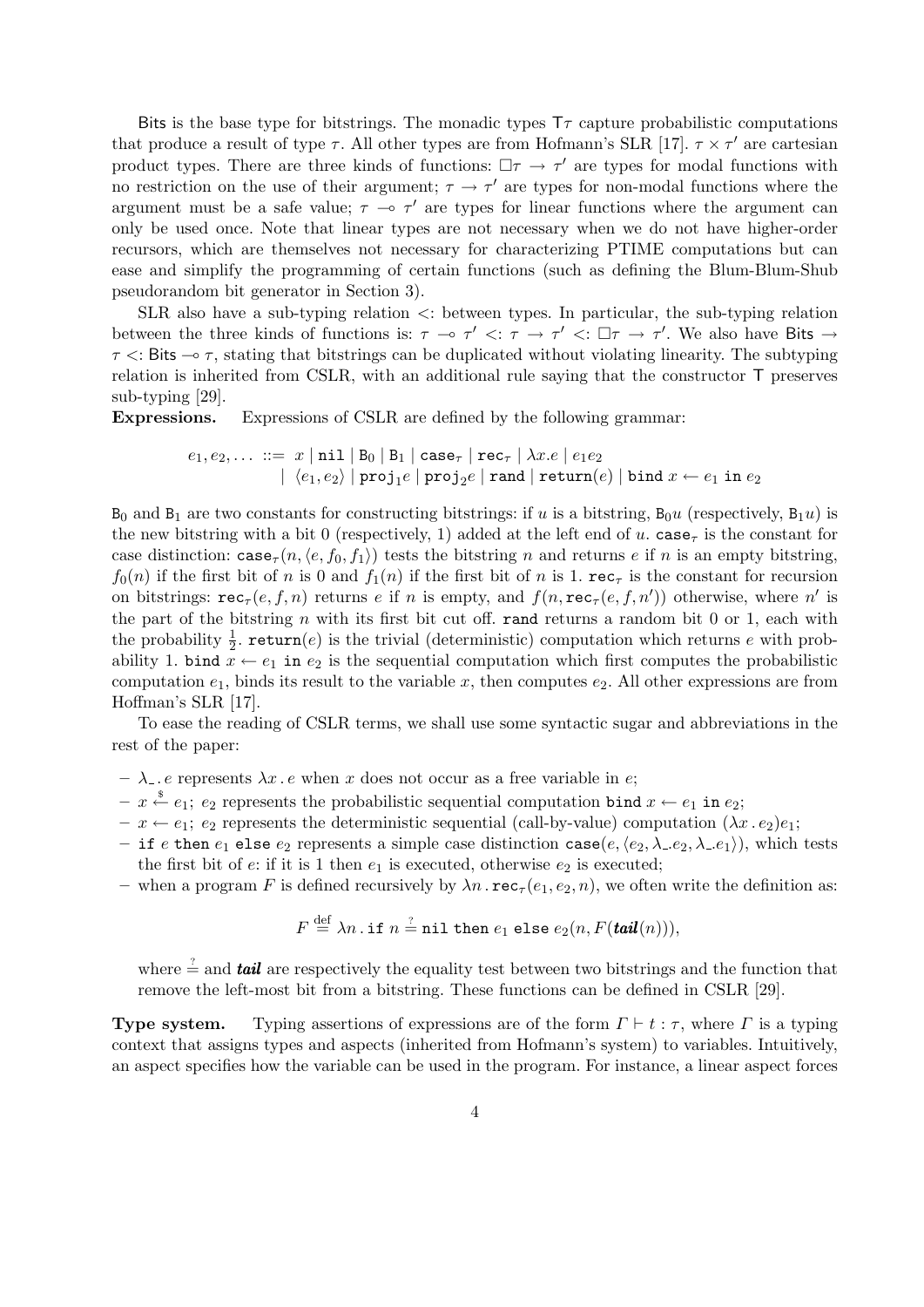Bits is the base type for bitstrings. The monadic types $\mathsf{T}\tau$ capture probabilistic computations that produce a result of type $\tau$. All other types are from Hofmann's SLR [17]. $\tau \times \tau'$ are cartesian product types. There are three kinds of functions: $\Box\tau \to \tau'$ are types for modal functions with no restriction on the use of their argument; $\tau \to \tau'$ are types for non-modal functions where the argument must be a safe value; $\tau \multimap \tau'$ are types for linear functions where the argument can only be used once. Note that linear types are not necessary when we do not have higher-order recursors, which are themselves not necessary for characterizing PTIME computations but can ease and simplify the programming of certain functions (such as defining the Blum-Blum-Shub pseudorandom bit generator in Section 3).

SLR also have a sub-typing relation $<:$ between types. In particular, the sub-typing relation between the three kinds of functions is: $\tau \multimap \tau' <: \tau \to \tau' <: \Box\tau \to \tau'$. We also have $\mathsf{Bits} \to \tau <: \mathsf{Bits} \multimap \tau$, stating that bitstrings can be duplicated without violating linearity. The subtyping relation is inherited from CSLR, with an additional rule saying that the constructor $\mathsf{T}$ preserves sub-typing [29].

**Expressions.** Expressions of CSLR are defined by the following grammar:

$$
\begin{aligned}
e_1, e_2, \ldots \ ::= \ & x \mid \mathtt{nil} \mid \mathtt{B}_0 \mid \mathtt{B}_1 \mid \mathtt{case}_\tau \mid \mathtt{rec}_\tau \mid \lambda x.e \mid e_1 e_2 \\
\mid \ & \langle e_1, e_2 \rangle \mid \mathtt{proj}_1 e \mid \mathtt{proj}_2 e \mid \mathtt{rand} \mid \mathtt{return}(e) \mid \mathtt{bind}\ x \leftarrow e_1\ \mathtt{in}\ e_2
\end{aligned}
$$

$\mathtt{B}_0$ and $\mathtt{B}_1$ are two constants for constructing bitstrings: if $u$ is a bitstring, $\mathtt{B}_0 u$ (respectively, $\mathtt{B}_1 u$) is the new bitstring with a bit 0 (respectively, 1) added at the left end of $u$. $\mathtt{case}_\tau$ is the constant for case distinction: $\mathtt{case}_\tau(n, \langle e, f_0, f_1 \rangle)$ tests the bitstring $n$ and returns $e$ if $n$ is an empty bitstring, $f_0(n)$ if the first bit of $n$ is 0 and $f_1(n)$ if the first bit of $n$ is 1. $\mathtt{rec}_\tau$ is the constant for recursion on bitstrings: $\mathtt{rec}_\tau(e, f, n)$ returns $e$ if $n$ is empty, and $f(n, \mathtt{rec}_\tau(e, f, n'))$ otherwise, where $n'$ is the part of the bitstring $n$ with its first bit cut off. $\mathtt{rand}$ returns a random bit 0 or 1, each with the probability $\frac{1}{2}$. $\mathtt{return}(e)$ is the trivial (deterministic) computation which returns $e$ with probability 1. $\mathtt{bind}\ x \leftarrow e_1\ \mathtt{in}\ e_2$ is the sequential computation which first computes the probabilistic computation $e_1$, binds its result to the variable $x$, then computes $e_2$. All other expressions are from Hoffman's SLR [17].

To ease the reading of CSLR terms, we shall use some syntactic sugar and abbreviations in the rest of the paper:

- $\lambda\_ . e$ represents $\lambda x . e$ when $x$ does not occur as a free variable in $e$;
- $x \xleftarrow{\$} e_1;\ e_2$ represents the probabilistic sequential computation $\mathtt{bind}\ x \leftarrow e_1\ \mathtt{in}\ e_2$;
- $x \leftarrow e_1;\ e_2$ represents the deterministic sequential (call-by-value) computation $(\lambda x . e_2)e_1$;
- $\mathtt{if}\ e\ \mathtt{then}\ e_1\ \mathtt{else}\ e_2$ represents a simple case distinction $\mathtt{case}(e, \langle e_2, \lambda\_.e_2, \lambda\_.e_1 \rangle)$, which tests the first bit of $e$: if it is 1 then $e_1$ is executed, otherwise $e_2$ is executed;
- when a program $F$ is defined recursively by $\lambda n . \mathtt{rec}_\tau(e_1, e_2, n)$, we often write the definition as:

$$
F \stackrel{\text{def}}{=} \lambda n . \mathtt{if}\ n \stackrel{?}{=} \mathtt{nil}\ \mathtt{then}\ e_1\ \mathtt{else}\ e_2(n, F(\textit{\textbf{tail}}(n))),
$$

  where $\stackrel{?}{=}$ and ***tail*** are respectively the equality test between two bitstrings and the function that remove the left-most bit from a bitstring. These functions can be defined in CSLR [29].

**Type system.** Typing assertions of expressions are of the form $\Gamma \vdash t : \tau$, where $\Gamma$ is a typing context that assigns types and aspects (inherited from Hofmann's system) to variables. Intuitively, an aspect specifies how the variable can be used in the program. For instance, a linear aspect forces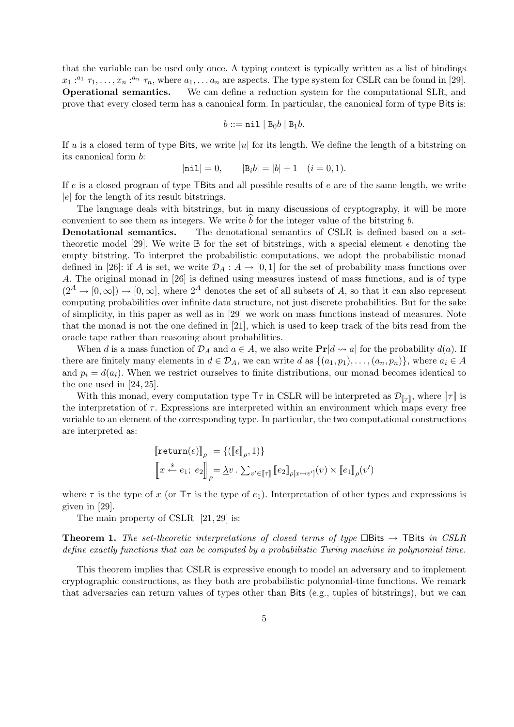that the variable can be used only once. A typing context is typically written as a list of bindings $x_1 :^{a_1} \tau_1, \ldots, x_n :^{a_n} \tau_n$, where $a_1, \ldots a_n$ are aspects. The type system for CSLR can be found in [29].

**Operational semantics.** We can define a reduction system for the computational SLR, and prove that every closed term has a canonical form. In particular, the canonical form of type Bits is:

$$b ::= \mathtt{nil} \mid \mathtt{B}_0 b \mid \mathtt{B}_1 b.$$

If $u$ is a closed term of type Bits, we write $|u|$ for its length. We define the length of a bitstring on its canonical form $b$:

$$|\mathtt{nil}| = 0, \qquad |\mathtt{B}_i b| = |b| + 1 \quad (i = 0, 1).$$

If $e$ is a closed program of type TBits and all possible results of $e$ are of the same length, we write $|e|$ for the length of its result bitstrings.

The language deals with bitstrings, but in many discussions of cryptography, it will be more convenient to see them as integers. We write $\widehat{b}$ for the integer value of the bitstring $b$.

**Denotational semantics.** The denotational semantics of CSLR is defined based on a set-theoretic model [29]. We write $\mathbb{B}$ for the set of bitstrings, with a special element $\epsilon$ denoting the empty bitstring. To interpret the probabilistic computations, we adopt the probabilistic monad defined in [26]: if $A$ is set, we write $\mathcal{D}_A : A \to [0, 1]$ for the set of probability mass functions over $A$. The original monad in [26] is defined using measures instead of mass functions, and is of type $(2^A \to [0, \infty]) \to [0, \infty]$, where $2^A$ denotes the set of all subsets of $A$, so that it can also represent computing probabilities over infinite data structure, not just discrete probabilities. But for the sake of simplicity, in this paper as well as in [29] we work on mass functions instead of measures. Note that the monad is not the one defined in [21], which is used to keep track of the bits read from the oracle tape rather than reasoning about probabilities.

When $d$ is a mass function of $\mathcal{D}_A$ and $a \in A$, we also write $\mathbf{Pr}[d \rightsquigarrow a]$ for the probability $d(a)$. If there are finitely many elements in $d \in \mathcal{D}_A$, we can write $d$ as $\{(a_1, p_1), \ldots, (a_n, p_n)\}$, where $a_i \in A$ and $p_i = d(a_i)$. When we restrict ourselves to finite distributions, our monad becomes identical to the one used in [24, 25].

With this monad, every computation type $\mathsf{T}\tau$ in CSLR will be interpreted as $\mathcal{D}_{[\![\tau]\!]}$, where $[\![\tau]\!]$ is the interpretation of $\tau$. Expressions are interpreted within an environment which maps every free variable to an element of the corresponding type. In particular, the two computational constructions are interpreted as:

$$\begin{aligned}
[\![\mathtt{return}(e)]\!]_\rho &= \{([\![e]\!]_\rho, 1)\} \\
\left[\!\!\left[x \xleftarrow{\$} e_1;\ e_2\right]\!\!\right]_\rho &= \underline{\lambda} v \,.\, \textstyle\sum_{v' \in [\![\tau]\!]} [\![e_2]\!]_{\rho[x \mapsto v']}(v) \times [\![e_1]\!]_\rho(v')
\end{aligned}$$

where $\tau$ is the type of $x$ (or $\mathsf{T}\tau$ is the type of $e_1$). Interpretation of other types and expressions is given in [29].

The main property of CSLR [21, 29] is:

**Theorem 1.** *The set-theoretic interpretations of closed terms of type $\square\mathsf{Bits} \to \mathsf{TBits}$ in CSLR define exactly functions that can be computed by a probabilistic Turing machine in polynomial time.*

This theorem implies that CSLR is expressive enough to model an adversary and to implement cryptographic constructions, as they both are probabilistic polynomial-time functions. We remark that adversaries can return values of types other than Bits (e.g., tuples of bitstrings), but we can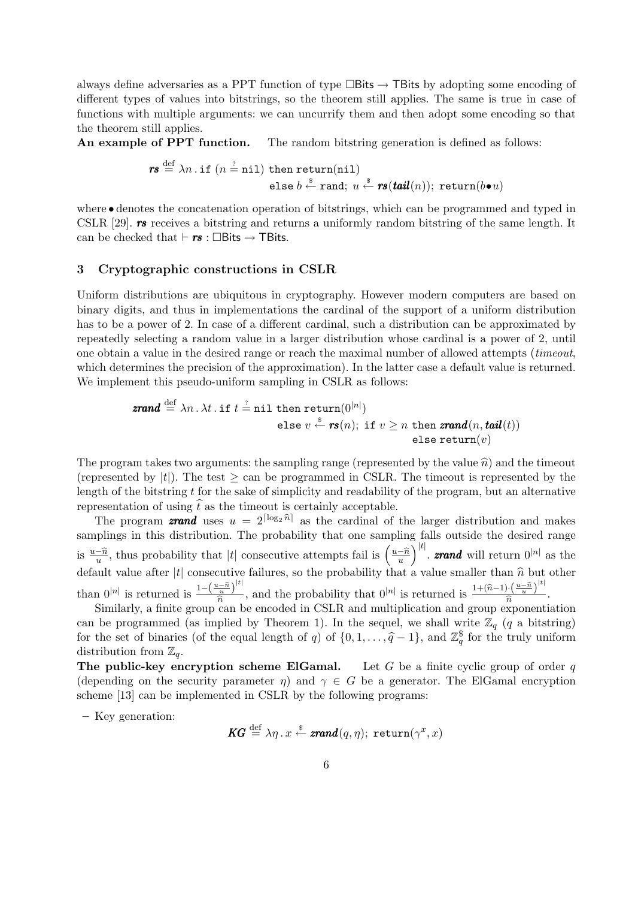always define adversaries as a PPT function of type $\square\mathsf{Bits} \rightarrow \mathsf{TBits}$ by adopting some encoding of different types of values into bitstrings, so the theorem still applies. The same is true in case of functions with multiple arguments: we can uncurrify them and then adopt some encoding so that the theorem still applies.

**An example of PPT function.** The random bitstring generation is defined as follows:

$$\boldsymbol{rs} \stackrel{\text{def}}{=} \lambda n \,.\, \texttt{if}\ (n \stackrel{?}{=} \texttt{nil})\ \texttt{then return}(\texttt{nil}) \\ \texttt{else}\ b \stackrel{\$}{\leftarrow} \texttt{rand};\ u \stackrel{\$}{\leftarrow} \boldsymbol{rs}(\boldsymbol{tail}(n));\ \texttt{return}(b \bullet u)$$

where $\bullet$ denotes the concatenation operation of bitstrings, which can be programmed and typed in CSLR [29]. $\boldsymbol{rs}$ receives a bitstring and returns a uniformly random bitstring of the same length. It can be checked that $\vdash \boldsymbol{rs} : \square\mathsf{Bits} \rightarrow \mathsf{TBits}$.

## 3 Cryptographic constructions in CSLR

Uniform distributions are ubiquitous in cryptography. However modern computers are based on binary digits, and thus in implementations the cardinal of the support of a uniform distribution has to be a power of 2. In case of a different cardinal, such a distribution can be approximated by repeatedly selecting a random value in a larger distribution whose cardinal is a power of 2, until one obtain a value in the desired range or reach the maximal number of allowed attempts (*timeout*, which determines the precision of the approximation). In the latter case a default value is returned. We implement this pseudo-uniform sampling in CSLR as follows:

$$\boldsymbol{zrand} \stackrel{\text{def}}{=} \lambda n \,.\, \lambda t \,.\, \texttt{if}\ t \stackrel{?}{=} \texttt{nil then return}(0^{|n|}) \\ \texttt{else}\ v \stackrel{\$}{\leftarrow} \boldsymbol{rs}(n);\ \texttt{if}\ v \geq n\ \texttt{then}\ \boldsymbol{zrand}(n, \boldsymbol{tail}(t)) \\ \texttt{else return}(v)$$

The program takes two arguments: the sampling range (represented by the value $\widehat{n}$) and the timeout (represented by $|t|$). The test $\geq$ can be programmed in CSLR. The timeout is represented by the length of the bitstring $t$ for the sake of simplicity and readability of the program, but an alternative representation of using $\widehat{t}$ as the timeout is certainly acceptable.

The program $\boldsymbol{zrand}$ uses $u = 2^{\lceil \log_2 \widehat{n} \rceil}$ as the cardinal of the larger distribution and makes samplings in this distribution. The probability that one sampling falls outside the desired range is $\frac{u-\widehat{n}}{u}$, thus probability that $|t|$ consecutive attempts fail is $\left(\frac{u-\widehat{n}}{u}\right)^{|t|}$. $\boldsymbol{zrand}$ will return $0^{|n|}$ as the default value after $|t|$ consecutive failures, so the probability that a value smaller than $\widehat{n}$ but other than $0^{|n|}$ is returned is $\frac{1-\left(\frac{u-\widehat{n}}{u}\right)^{|t|}}{\widehat{n}}$, and the probability that $0^{|n|}$ is returned is $\frac{1+(\widehat{n}-1)\cdot\left(\frac{u-\widehat{n}}{u}\right)^{|t|}}{\widehat{n}}$.

Similarly, a finite group can be encoded in CSLR and multiplication and group exponentiation can be programmed (as implied by Theorem 1). In the sequel, we shall write $\mathbb{Z}_q$ ($q$ a bitstring) for the set of binaries (of the equal length of $q$) of $\{0, 1, \ldots, \widehat{q}-1\}$, and $\mathbb{Z}_q^{\$}$ for the truly uniform distribution from $\mathbb{Z}_q$.

**The public-key encryption scheme ElGamal.** Let $G$ be a finite cyclic group of order $q$ (depending on the security parameter $\eta$) and $\gamma \in G$ be a generator. The ElGamal encryption scheme [13] can be implemented in CSLR by the following programs:

– Key generation:

$$\boldsymbol{KG} \stackrel{\text{def}}{=} \lambda \eta \,.\, x \stackrel{\$}{\leftarrow} \boldsymbol{zrand}(q, \eta);\ \texttt{return}(\gamma^x, x)$$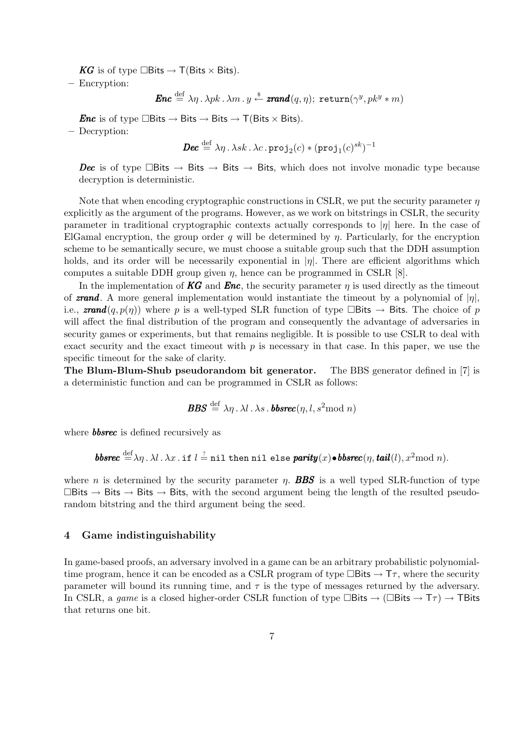***KG*** is of type $\Box\mathsf{Bits} \to \mathsf{T}(\mathsf{Bits} \times \mathsf{Bits})$.

– Encryption:

$$\boldsymbol{Enc} \stackrel{\text{def}}{=} \lambda\eta\,.\,\lambda pk\,.\,\lambda m\,.\,y \stackrel{\$}{\leftarrow} \boldsymbol{zrand}(q,\eta);\ \mathtt{return}(\gamma^y, pk^y * m)$$

***Enc*** is of type $\Box\mathsf{Bits} \to \mathsf{Bits} \to \mathsf{Bits} \to \mathsf{T}(\mathsf{Bits} \times \mathsf{Bits})$.

– Decryption:

$$\boldsymbol{Dec} \stackrel{\text{def}}{=} \lambda\eta\,.\,\lambda sk\,.\,\lambda c\,.\,\mathtt{proj}_2(c) * (\mathtt{proj}_1(c)^{sk})^{-1}$$

***Dec*** is of type $\Box\mathsf{Bits} \to \mathsf{Bits} \to \mathsf{Bits} \to \mathsf{Bits}$, which does not involve monadic type because decryption is deterministic.

Note that when encoding cryptographic constructions in CSLR, we put the security parameter $\eta$ explicitly as the argument of the programs. However, as we work on bitstrings in CSLR, the security parameter in traditional cryptographic contexts actually corresponds to $|\eta|$ here. In the case of ElGamal encryption, the group order $q$ will be determined by $\eta$. Particularly, for the encryption scheme to be semantically secure, we must choose a suitable group such that the DDH assumption holds, and its order will be necessarily exponential in $|\eta|$. There are efficient algorithms which computes a suitable DDH group given $\eta$, hence can be programmed in CSLR [8].

In the implementation of ***KG*** and ***Enc***, the security parameter $\eta$ is used directly as the timeout of ***zrand***. A more general implementation would instantiate the timeout by a polynomial of $|\eta|$, i.e., $\boldsymbol{zrand}(q, p(\eta))$ where $p$ is a well-typed SLR function of type $\Box\mathsf{Bits} \to \mathsf{Bits}$. The choice of $p$ will affect the final distribution of the program and consequently the advantage of adversaries in security games or experiments, but that remains negligible. It is possible to use CSLR to deal with exact security and the exact timeout with $p$ is necessary in that case. In this paper, we use the specific timeout for the sake of clarity.

**The Blum-Blum-Shub pseudorandom bit generator.** The BBS generator defined in [7] is a deterministic function and can be programmed in CSLR as follows:

$$\boldsymbol{BBS} \stackrel{\text{def}}{=} \lambda\eta\,.\,\lambda l\,.\,\lambda s\,.\,\boldsymbol{bbsrec}(\eta, l, s^2 \bmod n)$$

where ***bbsrec*** is defined recursively as

$$\boldsymbol{bbsrec} \stackrel{\text{def}}{=} \lambda\eta\,.\,\lambda l\,.\,\lambda x\,.\,\mathtt{if}\ l \stackrel{?}{=} \mathtt{nil}\ \mathtt{then}\ \mathtt{nil}\ \mathtt{else}\ \boldsymbol{parity}(x) \bullet \boldsymbol{bbsrec}(\eta, \boldsymbol{tail}(l), x^2 \bmod n).$$

where $n$ is determined by the security parameter $\eta$. ***BBS*** is a well typed SLR-function of type $\Box\mathsf{Bits} \to \mathsf{Bits} \to \mathsf{Bits} \to \mathsf{Bits}$, with the second argument being the length of the resulted pseudorandom bitstring and the third argument being the seed.

## 4 Game indistinguishability

In game-based proofs, an adversary involved in a game can be an arbitrary probabilistic polynomial-time program, hence it can be encoded as a CSLR program of type $\Box\mathsf{Bits} \to \mathsf{T}\tau$, where the security parameter will bound its running time, and $\tau$ is the type of messages returned by the adversary. In CSLR, a *game* is a closed higher-order CSLR function of type $\Box\mathsf{Bits} \to (\Box\mathsf{Bits} \to \mathsf{T}\tau) \to \mathsf{T}\mathsf{Bits}$ that returns one bit.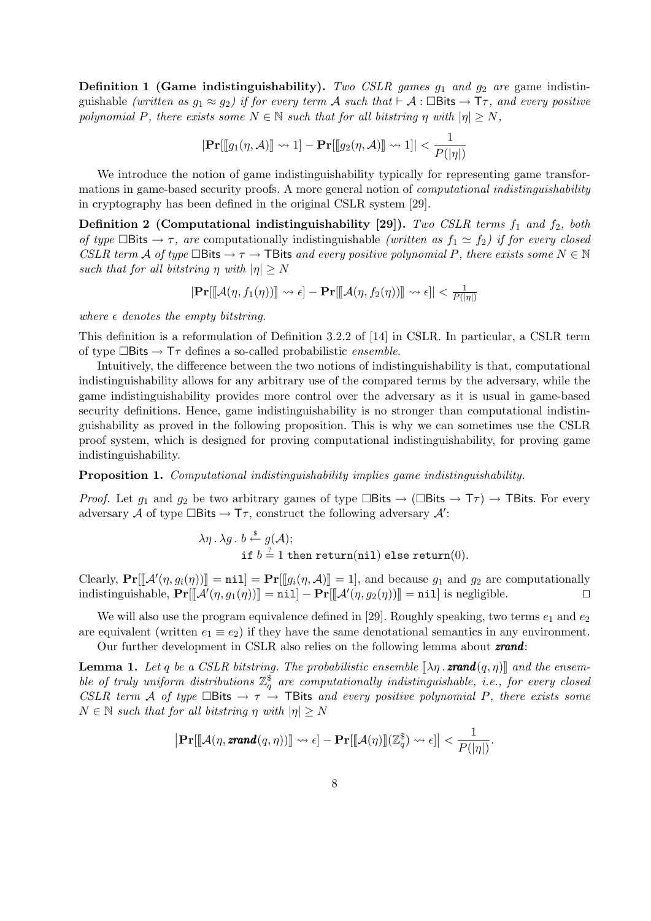**Definition 1 (Game indistinguishability).** *Two CSLR games $g_1$ and $g_2$ are* game indistinguishable *(written as $g_1 \approx g_2$) if for every term $\mathcal{A}$ such that $\vdash \mathcal{A} : \Box\mathsf{Bits} \to \mathsf{T}\tau$, and every positive polynomial $P$, there exists some $N \in \mathbb{N}$ such that for all bitstring $\eta$ with $|\eta| \geq N$,*

$$|\mathbf{Pr}[\llbracket g_1(\eta, \mathcal{A})\rrbracket \rightsquigarrow 1] - \mathbf{Pr}[\llbracket g_2(\eta, \mathcal{A})\rrbracket \rightsquigarrow 1]| < \frac{1}{P(|\eta|)}$$

We introduce the notion of game indistinguishability typically for representing game transformations in game-based security proofs. A more general notion of *computational indistinguishability* in cryptography has been defined in the original CSLR system [29].

**Definition 2 (Computational indistinguishability [29]).** *Two CSLR terms $f_1$ and $f_2$, both of type $\Box\mathsf{Bits} \to \tau$, are* computationally indistinguishable *(written as $f_1 \simeq f_2$) if for every closed CSLR term $\mathcal{A}$ of type $\Box\mathsf{Bits} \to \tau \to \mathsf{TBits}$ and every positive polynomial $P$, there exists some $N \in \mathbb{N}$ such that for all bitstring $\eta$ with $|\eta| \geq N$*

$$|\mathbf{Pr}[\llbracket \mathcal{A}(\eta, f_1(\eta))\rrbracket \rightsquigarrow \epsilon] - \mathbf{Pr}[\llbracket \mathcal{A}(\eta, f_2(\eta))\rrbracket \rightsquigarrow \epsilon]| < \tfrac{1}{P(|\eta|)}$$

*where $\epsilon$ denotes the empty bitstring.*

This definition is a reformulation of Definition 3.2.2 of [14] in CSLR. In particular, a CSLR term of type $\Box\mathsf{Bits} \to \mathsf{T}\tau$ defines a so-called probabilistic *ensemble*.

Intuitively, the difference between the two notions of indistinguishability is that, computational indistinguishability allows for any arbitrary use of the compared terms by the adversary, while the game indistinguishability provides more control over the adversary as it is usual in game-based security definitions. Hence, game indistinguishability is no stronger than computational indistinguishability as proved in the following proposition. This is why we can sometimes use the CSLR proof system, which is designed for proving computational indistinguishability, for proving game indistinguishability.

**Proposition 1.** *Computational indistinguishability implies game indistinguishability.*

*Proof.* Let $g_1$ and $g_2$ be two arbitrary games of type $\Box\mathsf{Bits} \to (\Box\mathsf{Bits} \to \mathsf{T}\tau) \to \mathsf{TBits}$. For every adversary $\mathcal{A}$ of type $\Box\mathsf{Bits} \to \mathsf{T}\tau$, construct the following adversary $\mathcal{A}'$:

$$\lambda\eta\,.\,\lambda g\,.\; b \xleftarrow{\$} g(\mathcal{A});$$
$$\texttt{if } b \stackrel{?}{=} 1 \texttt{ then return(nil) else return}(0).$$

Clearly, $\mathbf{Pr}[\llbracket \mathcal{A}'(\eta, g_i(\eta))\rrbracket = \texttt{nil}] = \mathbf{Pr}[\llbracket g_i(\eta, \mathcal{A})\rrbracket = 1]$, and because $g_1$ and $g_2$ are computationally indistinguishable, $\mathbf{Pr}[\llbracket \mathcal{A}'(\eta, g_1(\eta))\rrbracket = \texttt{nil}] - \mathbf{Pr}[\llbracket \mathcal{A}'(\eta, g_2(\eta))\rrbracket = \texttt{nil}]$ is negligible. ◻

We will also use the program equivalence defined in [29]. Roughly speaking, two terms $e_1$ and $e_2$ are equivalent (written $e_1 \equiv e_2$) if they have the same denotational semantics in any environment.

Our further development in CSLR also relies on the following lemma about ***zrand***:

**Lemma 1.** *Let $q$ be a CSLR bitstring. The probabilistic ensemble $\llbracket \lambda\eta\,.\,\textbf{\textit{zrand}}(q, \eta)\rrbracket$ and the ensemble of truly uniform distributions $\mathbb{Z}_q^{\$}$ are computationally indistinguishable, i.e., for every closed CSLR term $\mathcal{A}$ of type $\Box\mathsf{Bits} \to \tau \to \mathsf{TBits}$ and every positive polynomial $P$, there exists some $N \in \mathbb{N}$ such that for all bitstring $\eta$ with $|\eta| \geq N$*

$$\left|\mathbf{Pr}[\llbracket \mathcal{A}(\eta, \textbf{\textit{zrand}}(q, \eta))\rrbracket \rightsquigarrow \epsilon] - \mathbf{Pr}[\llbracket \mathcal{A}(\eta)\rrbracket(\mathbb{Z}_q^{\$}) \rightsquigarrow \epsilon]\right| < \frac{1}{P(|\eta|)}.$$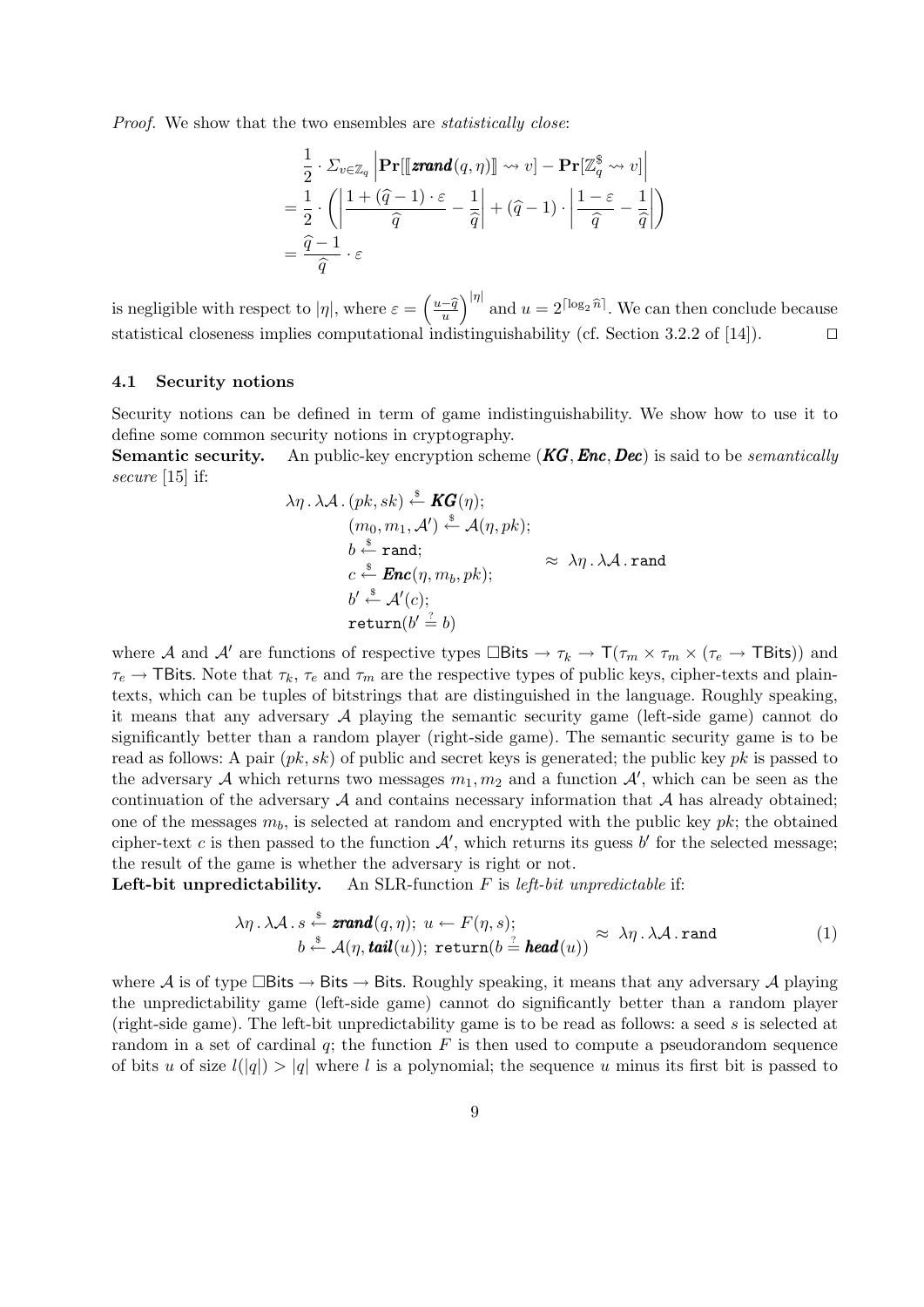*Proof.* We show that the two ensembles are *statistically close*:

$$
\begin{aligned}
&\frac{1}{2} \cdot \Sigma_{v \in \mathbb{Z}_q} \left| \mathbf{Pr}[[\![ \boldsymbol{zrand}(q,\eta) ]\!] \rightsquigarrow v] - \mathbf{Pr}[\mathbb{Z}_q^{\$} \rightsquigarrow v] \right| \\
&= \frac{1}{2} \cdot \left( \left| \frac{1 + (\widehat{q}-1) \cdot \varepsilon}{\widehat{q}} - \frac{1}{\widehat{q}} \right| + (\widehat{q}-1) \cdot \left| \frac{1-\varepsilon}{\widehat{q}} - \frac{1}{\widehat{q}} \right| \right) \\
&= \frac{\widehat{q}-1}{\widehat{q}} \cdot \varepsilon
\end{aligned}
$$

is negligible with respect to $|\eta|$, where $\varepsilon = \left(\frac{u-\widehat{q}}{u}\right)^{|\eta|}$ and $u = 2^{\lceil \log_2 \widehat{n} \rceil}$. We can then conclude because statistical closeness implies computational indistinguishability (cf. Section 3.2.2 of [14]). □

### 4.1 Security notions

Security notions can be defined in term of game indistinguishability. We show how to use it to define some common security notions in cryptography.

**Semantic security.** An public-key encryption scheme $(\boldsymbol{KG}, \boldsymbol{Enc}, \boldsymbol{Dec})$ is said to be *semantically secure* [15] if:

$$
\begin{aligned}
\lambda\eta\,.\,\lambda\mathcal{A}\,.\,&(pk, sk) \xleftarrow{\$} \boldsymbol{KG}(\eta); \\
&(m_0, m_1, \mathcal{A}') \xleftarrow{\$} \mathcal{A}(\eta, pk); \\
&b \xleftarrow{\$} \texttt{rand}; \\
&c \xleftarrow{\$} \boldsymbol{Enc}(\eta, m_b, pk); \\
&b' \xleftarrow{\$} \mathcal{A}'(c); \\
&\texttt{return}(b' \stackrel{?}{=} b)
\end{aligned}
\quad \approx \quad \lambda\eta\,.\,\lambda\mathcal{A}\,.\,\texttt{rand}
$$

where $\mathcal{A}$ and $\mathcal{A}'$ are functions of respective types $\Box\mathsf{Bits} \to \tau_k \to \mathsf{T}(\tau_m \times \tau_m \times (\tau_e \to \mathsf{TBits}))$ and $\tau_e \to \mathsf{TBits}$. Note that $\tau_k$, $\tau_e$ and $\tau_m$ are the respective types of public keys, cipher-texts and plaintexts, which can be tuples of bitstrings that are distinguished in the language. Roughly speaking, it means that any adversary $\mathcal{A}$ playing the semantic security game (left-side game) cannot do significantly better than a random player (right-side game). The semantic security game is to be read as follows: A pair $(pk, sk)$ of public and secret keys is generated; the public key $pk$ is passed to the adversary $\mathcal{A}$ which returns two messages $m_1, m_2$ and a function $\mathcal{A}'$, which can be seen as the continuation of the adversary $\mathcal{A}$ and contains necessary information that $\mathcal{A}$ has already obtained; one of the messages $m_b$, is selected at random and encrypted with the public key $pk$; the obtained cipher-text $c$ is then passed to the function $\mathcal{A}'$, which returns its guess $b'$ for the selected message; the result of the game is whether the adversary is right or not.

**Left-bit unpredictability.** An SLR-function $F$ is *left-bit unpredictable* if:

$$
\begin{aligned}
\lambda\eta\,.\,\lambda\mathcal{A}\,.\,&s \xleftarrow{\$} \boldsymbol{zrand}(q,\eta);\; u \leftarrow F(\eta, s); \\
&b \xleftarrow{\$} \mathcal{A}(\eta, \boldsymbol{tail}(u));\; \texttt{return}(b \stackrel{?}{=} \boldsymbol{head}(u))
\end{aligned}
\approx \lambda\eta\,.\,\lambda\mathcal{A}\,.\,\texttt{rand} \tag{1}
$$

where $\mathcal{A}$ is of type $\Box\mathsf{Bits} \to \mathsf{Bits} \to \mathsf{Bits}$. Roughly speaking, it means that any adversary $\mathcal{A}$ playing the unpredictability game (left-side game) cannot do significantly better than a random player (right-side game). The left-bit unpredictability game is to be read as follows: a seed $s$ is selected at random in a set of cardinal $q$; the function $F$ is then used to compute a pseudorandom sequence of bits $u$ of size $l(|q|) > |q|$ where $l$ is a polynomial; the sequence $u$ minus its first bit is passed to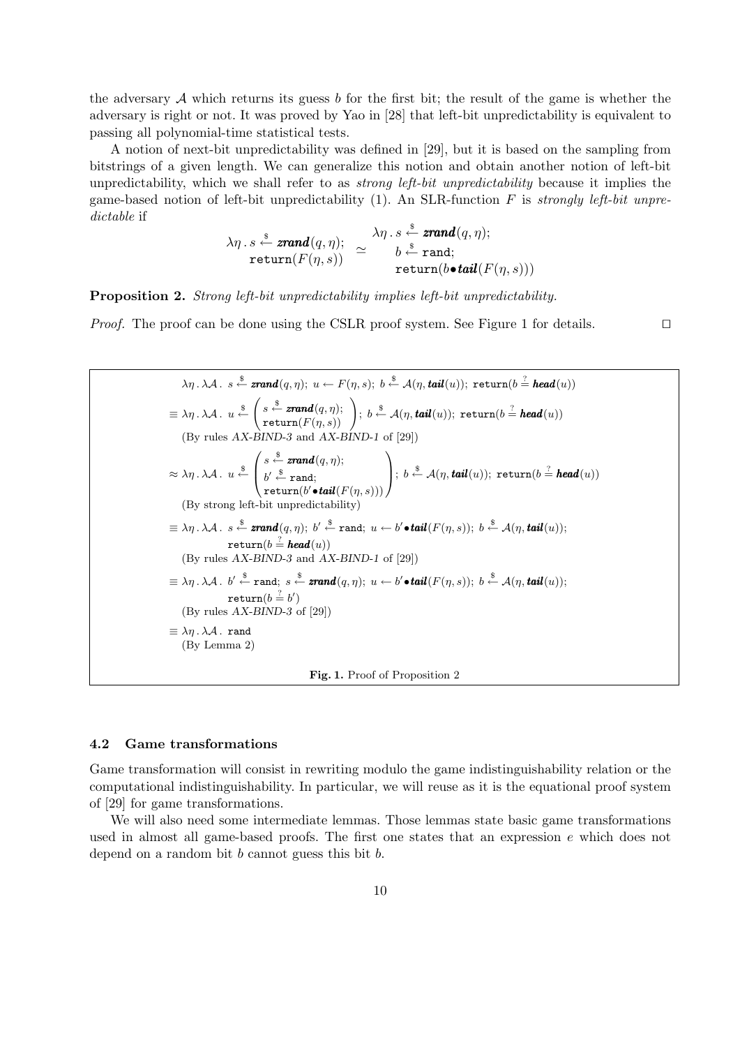the adversary $\mathcal{A}$ which returns its guess $b$ for the first bit; the result of the game is whether the adversary is right or not. It was proved by Yao in [28] that left-bit unpredictability is equivalent to passing all polynomial-time statistical tests.

A notion of next-bit unpredictability was defined in [29], but it is based on the sampling from bitstrings of a given length. We can generalize this notion and obtain another notion of left-bit unpredictability, which we shall refer to as *strong left-bit unpredictability* because it implies the game-based notion of left-bit unpredictability (1). An SLR-function $F$ is *strongly left-bit unpredictable* if

$$\begin{array}{c} \lambda\eta\,.\,s \xleftarrow{\$} \boldsymbol{zrand}(q,\eta); \\ \mathtt{return}(F(\eta,s)) \end{array} \simeq \begin{array}{l} \lambda\eta\,.\,s \xleftarrow{\$} \boldsymbol{zrand}(q,\eta); \\ \quad b \xleftarrow{\$} \mathtt{rand}; \\ \quad \mathtt{return}(b \bullet \boldsymbol{tail}(F(\eta,s))) \end{array}$$

**Proposition 2.** *Strong left-bit unpredictability implies left-bit unpredictability.*

*Proof.* The proof can be done using the CSLR proof system. See Figure 1 for details. ◻

$$\lambda\eta\,.\,\lambda\mathcal{A}\,.\; s \xleftarrow{\$} \boldsymbol{zrand}(q,\eta);\; u \leftarrow F(\eta,s);\; b \xleftarrow{\$} \mathcal{A}(\eta,\boldsymbol{tail}(u));\; \mathtt{return}(b \stackrel{?}{=} \boldsymbol{head}(u))$$

$$\equiv \lambda\eta\,.\,\lambda\mathcal{A}\,.\; u \xleftarrow{\$} \begin{pmatrix} s \xleftarrow{\$} \boldsymbol{zrand}(q,\eta); \\ \mathtt{return}(F(\eta,s)) \end{pmatrix};\; b \xleftarrow{\$} \mathcal{A}(\eta,\boldsymbol{tail}(u));\; \mathtt{return}(b \stackrel{?}{=} \boldsymbol{head}(u))$$

(By rules *AX-BIND-3* and *AX-BIND-1* of [29])

$$\approx \lambda\eta\,.\,\lambda\mathcal{A}\,.\; u \xleftarrow{\$} \begin{pmatrix} s \xleftarrow{\$} \boldsymbol{zrand}(q,\eta); \\ b' \xleftarrow{\$} \mathtt{rand}; \\ \mathtt{return}(b' \bullet \boldsymbol{tail}(F(\eta,s))) \end{pmatrix};\; b \xleftarrow{\$} \mathcal{A}(\eta,\boldsymbol{tail}(u));\; \mathtt{return}(b \stackrel{?}{=} \boldsymbol{head}(u))$$

(By strong left-bit unpredictability)

$$\equiv \lambda\eta\,.\,\lambda\mathcal{A}\,.\; s \xleftarrow{\$} \boldsymbol{zrand}(q,\eta);\; b' \xleftarrow{\$} \mathtt{rand};\; u \leftarrow b' \bullet \boldsymbol{tail}(F(\eta,s));\; b \xleftarrow{\$} \mathcal{A}(\eta,\boldsymbol{tail}(u));\; \mathtt{return}(b \stackrel{?}{=} \boldsymbol{head}(u))$$

(By rules *AX-BIND-3* and *AX-BIND-1* of [29])

$$\equiv \lambda\eta\,.\,\lambda\mathcal{A}\,.\; b' \xleftarrow{\$} \mathtt{rand};\; s \xleftarrow{\$} \boldsymbol{zrand}(q,\eta);\; u \leftarrow b' \bullet \boldsymbol{tail}(F(\eta,s));\; b \xleftarrow{\$} \mathcal{A}(\eta,\boldsymbol{tail}(u));\; \mathtt{return}(b \stackrel{?}{=} b')$$

(By rules *AX-BIND-3* of [29])

$$\equiv \lambda\eta\,.\,\lambda\mathcal{A}\,.\; \mathtt{rand}$$

(By Lemma 2)

**Fig. 1.** Proof of Proposition 2

### 4.2 Game transformations

Game transformation will consist in rewriting modulo the game indistinguishability relation or the computational indistinguishability. In particular, we will reuse as it is the equational proof system of [29] for game transformations.

We will also need some intermediate lemmas. Those lemmas state basic game transformations used in almost all game-based proofs. The first one states that an expression $e$ which does not depend on a random bit $b$ cannot guess this bit $b$.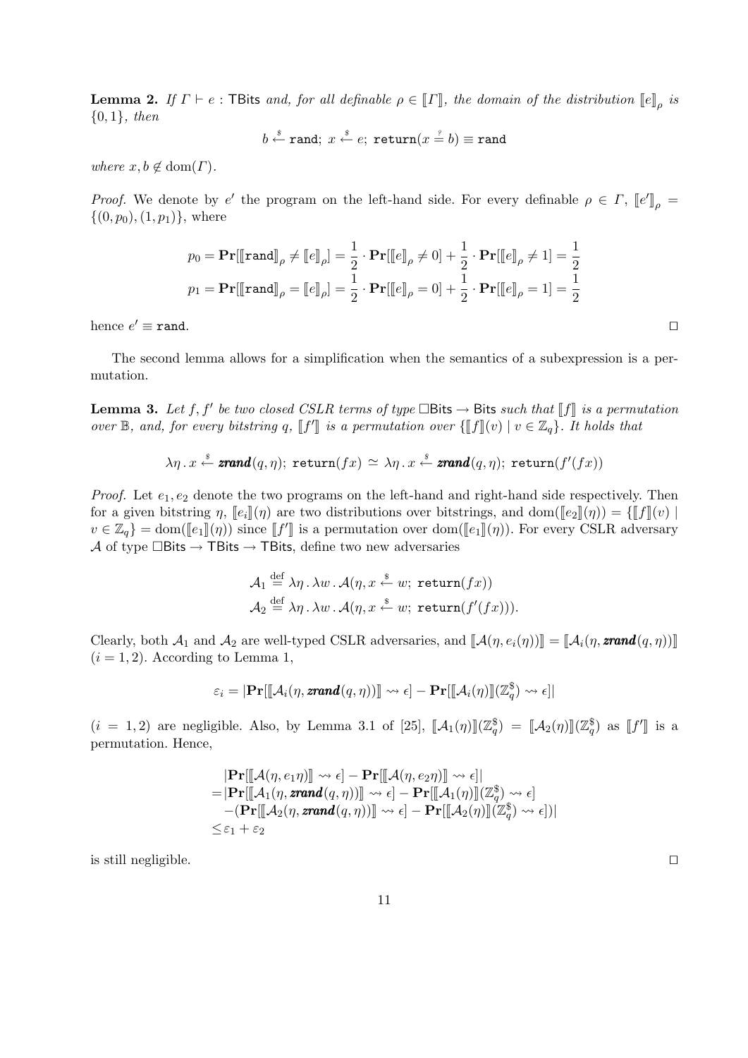**Lemma 2.** *If $\Gamma \vdash e : \mathsf{TBits}$ and, for all definable $\rho \in [\![\Gamma]\!]$, the domain of the distribution $[\![e]\!]_\rho$ is $\{0,1\}$, then*

$$b \xleftarrow{\$} \texttt{rand};\ x \xleftarrow{\$} e;\ \texttt{return}(x \stackrel{?}{=} b) \equiv \texttt{rand}$$

*where $x, b \notin \mathrm{dom}(\Gamma)$.*

*Proof.* We denote by $e'$ the program on the left-hand side. For every definable $\rho \in \Gamma$, $[\![e']\!]_\rho = \{(0,p_0),(1,p_1)\}$, where

$$p_0 = \mathbf{Pr}[[\![\texttt{rand}]\!]_\rho \neq [\![e]\!]_\rho] = \frac{1}{2} \cdot \mathbf{Pr}[[\![e]\!]_\rho \neq 0] + \frac{1}{2} \cdot \mathbf{Pr}[[\![e]\!]_\rho \neq 1] = \frac{1}{2}$$
$$p_1 = \mathbf{Pr}[[\![\texttt{rand}]\!]_\rho = [\![e]\!]_\rho] = \frac{1}{2} \cdot \mathbf{Pr}[[\![e]\!]_\rho = 0] + \frac{1}{2} \cdot \mathbf{Pr}[[\![e]\!]_\rho = 1] = \frac{1}{2}$$

hence $e' \equiv \texttt{rand}$. □

The second lemma allows for a simplification when the semantics of a subexpression is a permutation.

**Lemma 3.** *Let $f, f'$ be two closed CSLR terms of type $\Box\mathsf{Bits} \to \mathsf{Bits}$ such that $[\![f]\!]$ is a permutation over $\mathbb{B}$, and, for every bitstring $q$, $[\![f']\!]$ is a permutation over $\{[\![f]\!](v) \mid v \in \mathbb{Z}_q\}$. It holds that*

$$\lambda\eta\,.\,x \xleftarrow{\$} \boldsymbol{zrand}(q,\eta);\ \texttt{return}(fx) \simeq \lambda\eta\,.\,x \xleftarrow{\$} \boldsymbol{zrand}(q,\eta);\ \texttt{return}(f'(fx))$$

*Proof.* Let $e_1, e_2$ denote the two programs on the left-hand and right-hand side respectively. Then for a given bitstring $\eta$, $[\![e_i]\!](\eta)$ are two distributions over bitstrings, and $\mathrm{dom}([\![e_2]\!](\eta)) = \{[\![f]\!](v) \mid v \in \mathbb{Z}_q\} = \mathrm{dom}([\![e_1]\!](\eta))$ since $[\![f']\!]$ is a permutation over $\mathrm{dom}([\![e_1]\!](\eta))$. For every CSLR adversary $\mathcal{A}$ of type $\Box\mathsf{Bits} \to \mathsf{TBits} \to \mathsf{TBits}$, define two new adversaries

$$\mathcal{A}_1 \stackrel{\text{def}}{=} \lambda\eta\,.\,\lambda w\,.\,\mathcal{A}(\eta, x \xleftarrow{\$} w;\ \texttt{return}(fx))$$
$$\mathcal{A}_2 \stackrel{\text{def}}{=} \lambda\eta\,.\,\lambda w\,.\,\mathcal{A}(\eta, x \xleftarrow{\$} w;\ \texttt{return}(f'(fx))).$$

Clearly, both $\mathcal{A}_1$ and $\mathcal{A}_2$ are well-typed CSLR adversaries, and $[\![\mathcal{A}(\eta, e_i(\eta))]\!] = [\![\mathcal{A}_i(\eta, \boldsymbol{zrand}(q,\eta))]\!]$ $(i = 1,2)$. According to Lemma 1,

$$\varepsilon_i = |\mathbf{Pr}[[\![\mathcal{A}_i(\eta, \boldsymbol{zrand}(q,\eta))]\!] \rightsquigarrow \epsilon] - \mathbf{Pr}[[\![\mathcal{A}_i(\eta)]\!](\mathbb{Z}_q^\$) \rightsquigarrow \epsilon]|$$

$(i = 1,2)$ are negligible. Also, by Lemma 3.1 of [25], $[\![\mathcal{A}_1(\eta)]\!](\mathbb{Z}_q^\$) = [\![\mathcal{A}_2(\eta)]\!](\mathbb{Z}_q^\$)$ as $[\![f']\!]$ is a permutation. Hence,

$$\begin{aligned}
&|\mathbf{Pr}[[\![\mathcal{A}(\eta, e_1\eta)]\!] \rightsquigarrow \epsilon] - \mathbf{Pr}[[\![\mathcal{A}(\eta, e_2\eta)]\!] \rightsquigarrow \epsilon]| \\
=&|\mathbf{Pr}[[\![\mathcal{A}_1(\eta, \boldsymbol{zrand}(q,\eta))]\!] \rightsquigarrow \epsilon] - \mathbf{Pr}[[\![\mathcal{A}_1(\eta)]\!](\mathbb{Z}_q^\$) \rightsquigarrow \epsilon] \\
&-(\mathbf{Pr}[[\![\mathcal{A}_2(\eta, \boldsymbol{zrand}(q,\eta))]\!] \rightsquigarrow \epsilon] - \mathbf{Pr}[[\![\mathcal{A}_2(\eta)]\!](\mathbb{Z}_q^\$) \rightsquigarrow \epsilon])| \\
\leq& \varepsilon_1 + \varepsilon_2
\end{aligned}$$

is still negligible. □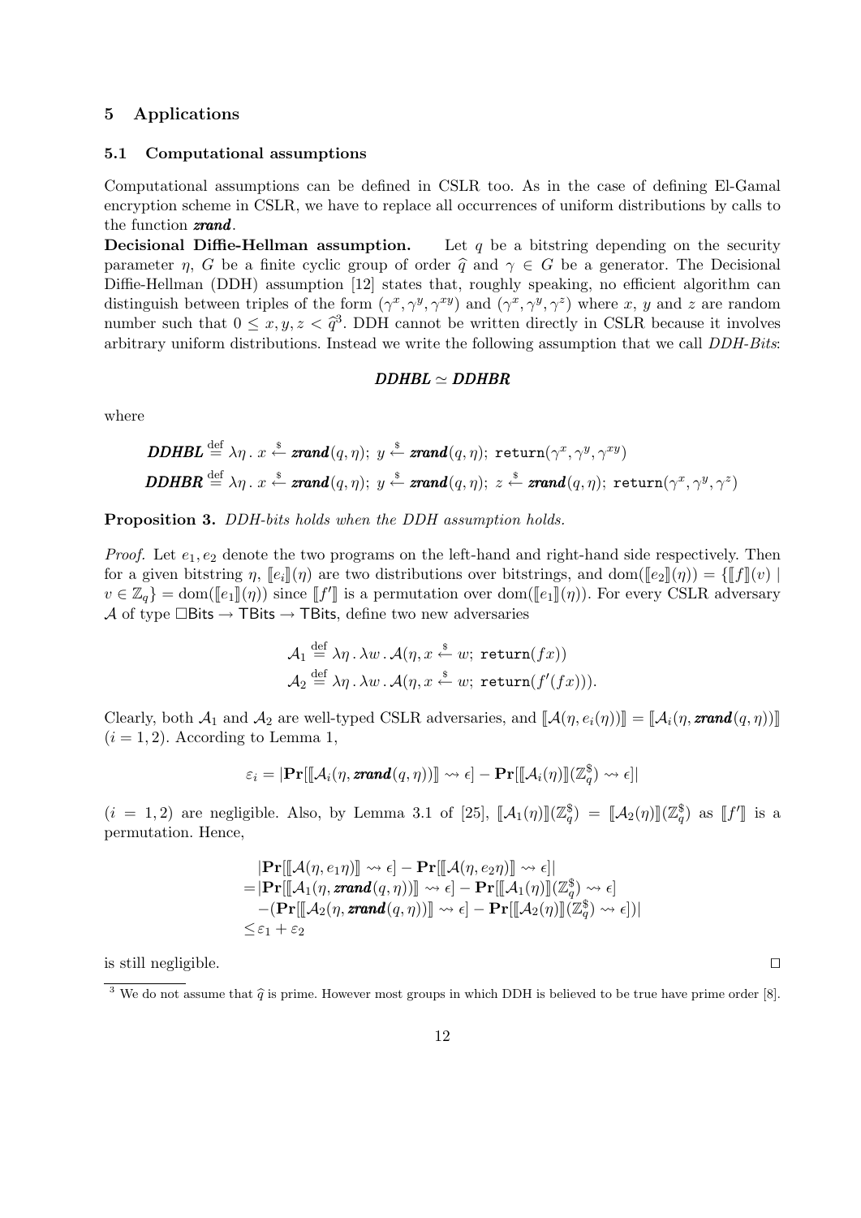## 5 Applications

### 5.1 Computational assumptions

Computational assumptions can be defined in CSLR too. As in the case of defining El-Gamal encryption scheme in CSLR, we have to replace all occurrences of uniform distributions by calls to the function ***zrand***.

**Decisional Diffie-Hellman assumption.** Let $q$ be a bitstring depending on the security parameter $\eta$, $G$ be a finite cyclic group of order $\widehat{q}$ and $\gamma \in G$ be a generator. The Decisional Diffie-Hellman (DDH) assumption [12] states that, roughly speaking, no efficient algorithm can distinguish between triples of the form $(\gamma^x, \gamma^y, \gamma^{xy})$ and $(\gamma^x, \gamma^y, \gamma^z)$ where $x$, $y$ and $z$ are random number such that $0 \leq x, y, z < \widehat{q}$[3]. DDH cannot be written directly in CSLR because it involves arbitrary uniform distributions. Instead we write the following assumption that we call *DDH-Bits*:

$$\boldsymbol{DDHBL} \simeq \boldsymbol{DDHBR}$$

where

$$\boldsymbol{DDHBL} \stackrel{\text{def}}{=} \lambda\eta \,.\, x \stackrel{\$}{\leftarrow} \boldsymbol{zrand}(q, \eta);\; y \stackrel{\$}{\leftarrow} \boldsymbol{zrand}(q, \eta);\; \mathtt{return}(\gamma^x, \gamma^y, \gamma^{xy})$$

$$\boldsymbol{DDHBR} \stackrel{\text{def}}{=} \lambda\eta \,.\, x \stackrel{\$}{\leftarrow} \boldsymbol{zrand}(q, \eta);\; y \stackrel{\$}{\leftarrow} \boldsymbol{zrand}(q, \eta);\; z \stackrel{\$}{\leftarrow} \boldsymbol{zrand}(q, \eta);\; \mathtt{return}(\gamma^x, \gamma^y, \gamma^z)$$

**Proposition 3.** *DDH-bits holds when the DDH assumption holds.*

*Proof.* Let $e_1, e_2$ denote the two programs on the left-hand and right-hand side respectively. Then for a given bitstring $\eta$, $[\![e_i]\!](\eta)$ are two distributions over bitstrings, and $\mathrm{dom}([\![e_2]\!](\eta)) = \{[\![f]\!](v) \mid v \in \mathbb{Z}_q\} = \mathrm{dom}([\![e_1]\!](\eta))$ since $[\![f']\!]$ is a permutation over $\mathrm{dom}([\![e_1]\!](\eta))$. For every CSLR adversary $\mathcal{A}$ of type $\square\mathsf{Bits} \to \mathsf{TBits} \to \mathsf{TBits}$, define two new adversaries

$$\mathcal{A}_1 \stackrel{\text{def}}{=} \lambda\eta \,.\, \lambda w \,.\, \mathcal{A}(\eta, x \stackrel{\$}{\leftarrow} w;\; \mathtt{return}(fx))$$
$$\mathcal{A}_2 \stackrel{\text{def}}{=} \lambda\eta \,.\, \lambda w \,.\, \mathcal{A}(\eta, x \stackrel{\$}{\leftarrow} w;\; \mathtt{return}(f'(fx))).$$

Clearly, both $\mathcal{A}_1$ and $\mathcal{A}_2$ are well-typed CSLR adversaries, and $[\![\mathcal{A}(\eta, e_i(\eta))]\!] = [\![\mathcal{A}_i(\eta, \boldsymbol{zrand}(q, \eta))]\!]$ $(i = 1, 2)$. According to Lemma 1,

$$\varepsilon_i = |\mathbf{Pr}[[\![\mathcal{A}_i(\eta, \boldsymbol{zrand}(q, \eta))]\!] \rightsquigarrow \epsilon] - \mathbf{Pr}[[\![\mathcal{A}_i(\eta)]\!](\mathbb{Z}_q^{\$}) \rightsquigarrow \epsilon]|$$

$(i = 1, 2)$ are negligible. Also, by Lemma 3.1 of [25], $[\![\mathcal{A}_1(\eta)]\!](\mathbb{Z}_q^{\$}) = [\![\mathcal{A}_2(\eta)]\!](\mathbb{Z}_q^{\$})$ as $[\![f']\!]$ is a permutation. Hence,

$$\begin{aligned}
&|\mathbf{Pr}[[\![\mathcal{A}(\eta, e_1\eta)]\!] \rightsquigarrow \epsilon] - \mathbf{Pr}[[\![\mathcal{A}(\eta, e_2\eta)]\!] \rightsquigarrow \epsilon]| \\
=&|\mathbf{Pr}[[\![\mathcal{A}_1(\eta, \boldsymbol{zrand}(q, \eta))]\!] \rightsquigarrow \epsilon] - \mathbf{Pr}[[\![\mathcal{A}_1(\eta)]\!](\mathbb{Z}_q^{\$}) \rightsquigarrow \epsilon] \\
&-(\mathbf{Pr}[[\![\mathcal{A}_2(\eta, \boldsymbol{zrand}(q, \eta))]\!] \rightsquigarrow \epsilon] - \mathbf{Pr}[[\![\mathcal{A}_2(\eta)]\!](\mathbb{Z}_q^{\$}) \rightsquigarrow \epsilon])| \\
\leq& \varepsilon_1 + \varepsilon_2
\end{aligned}$$

is still negligible. □

[3] We do not assume that $\widehat{q}$ is prime. However most groups in which DDH is believed to be true have prime order [8].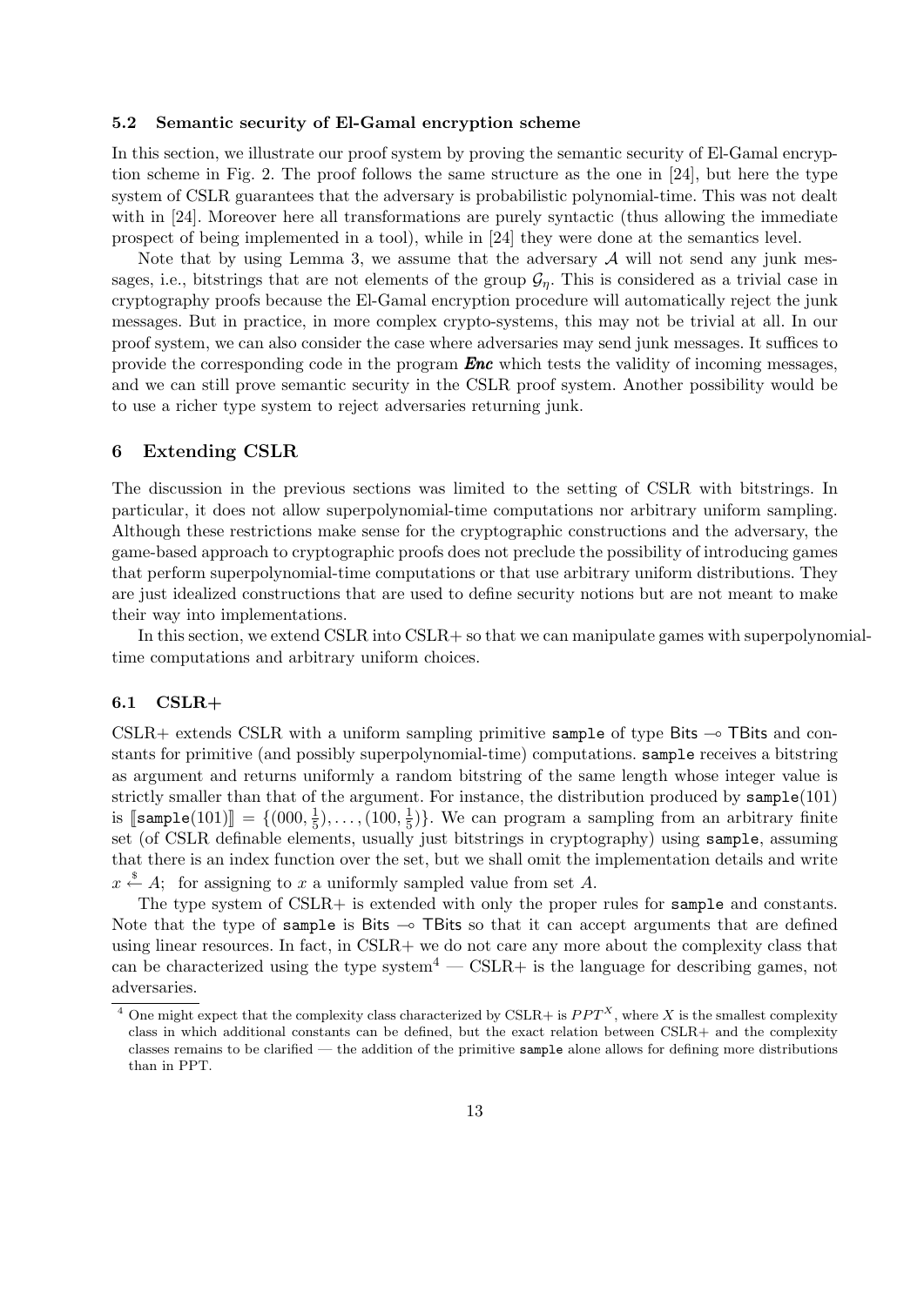### 5.2 Semantic security of El-Gamal encryption scheme

In this section, we illustrate our proof system by proving the semantic security of El-Gamal encryption scheme in Fig. 2. The proof follows the same structure as the one in [24], but here the type system of CSLR guarantees that the adversary is probabilistic polynomial-time. This was not dealt with in [24]. Moreover here all transformations are purely syntactic (thus allowing the immediate prospect of being implemented in a tool), while in [24] they were done at the semantics level.

Note that by using Lemma 3, we assume that the adversary $\mathcal{A}$ will not send any junk messages, i.e., bitstrings that are not elements of the group $\mathcal{G}_\eta$. This is considered as a trivial case in cryptography proofs because the El-Gamal encryption procedure will automatically reject the junk messages. But in practice, in more complex crypto-systems, this may not be trivial at all. In our proof system, we can also consider the case where adversaries may send junk messages. It suffices to provide the corresponding code in the program ***Enc*** which tests the validity of incoming messages, and we can still prove semantic security in the CSLR proof system. Another possibility would be to use a richer type system to reject adversaries returning junk.

## 6 Extending CSLR

The discussion in the previous sections was limited to the setting of CSLR with bitstrings. In particular, it does not allow superpolynomial-time computations nor arbitrary uniform sampling. Although these restrictions make sense for the cryptographic constructions and the adversary, the game-based approach to cryptographic proofs does not preclude the possibility of introducing games that perform superpolynomial-time computations or that use arbitrary uniform distributions. They are just idealized constructions that are used to define security notions but are not meant to make their way into implementations.

In this section, we extend CSLR into CSLR+ so that we can manipulate games with superpolynomial-time computations and arbitrary uniform choices.

### 6.1 CSLR+

CSLR+ extends CSLR with a uniform sampling primitive `sample` of type $\mathsf{Bits} \multimap \mathsf{TBits}$ and constants for primitive (and possibly superpolynomial-time) computations. `sample` receives a bitstring as argument and returns uniformly a random bitstring of the same length whose integer value is strictly smaller than that of the argument. For instance, the distribution produced by $\texttt{sample}(101)$ is $[\![\texttt{sample}(101)]\!] = \{(000, \frac{1}{5}), \ldots, (100, \frac{1}{5})\}$. We can program a sampling from an arbitrary finite set (of CSLR definable elements, usually just bitstrings in cryptography) using `sample`, assuming that there is an index function over the set, but we shall omit the implementation details and write $x \xleftarrow{\$} A$; for assigning to $x$ a uniformly sampled value from set $A$.

The type system of CSLR+ is extended with only the proper rules for `sample` and constants. Note that the type of `sample` is $\mathsf{Bits} \multimap \mathsf{TBits}$ so that it can accept arguments that are defined using linear resources. In fact, in CSLR+ we do not care any more about the complexity class that can be characterized using the type system[4] — CSLR+ is the language for describing games, not adversaries.

[4] One might expect that the complexity class characterized by CSLR+ is $PPT^X$, where $X$ is the smallest complexity class in which additional constants can be defined, but the exact relation between CSLR+ and the complexity classes remains to be clarified — the addition of the primitive `sample` alone allows for defining more distributions than in PPT.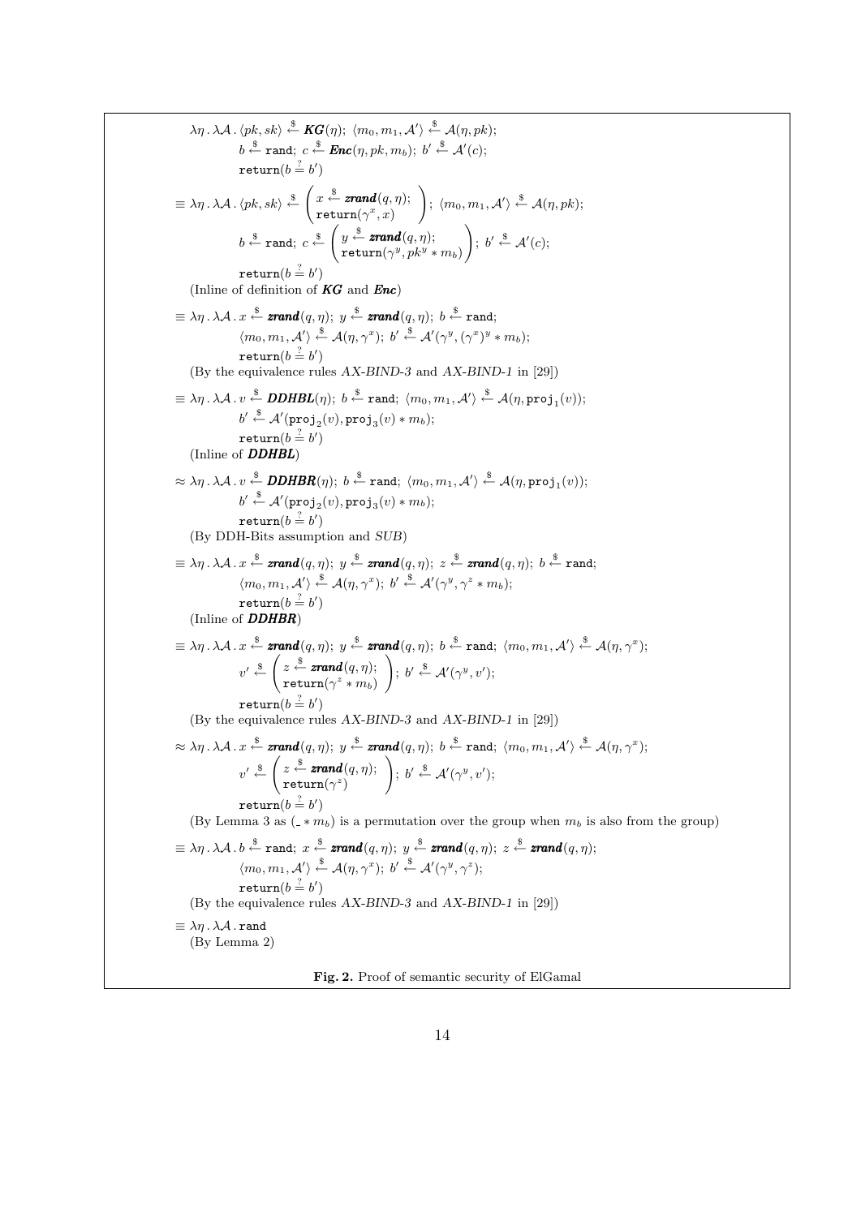$$
\begin{aligned}
&\lambda\eta\,.\,\lambda\mathcal{A}\,.\,\langle pk, sk\rangle \xleftarrow{\$} \boldsymbol{KG}(\eta);\ \langle m_0, m_1, \mathcal{A}'\rangle \xleftarrow{\$} \mathcal{A}(\eta, pk);\\
&\qquad b \xleftarrow{\$} \mathtt{rand};\ c \xleftarrow{\$} \boldsymbol{Enc}(\eta, pk, m_b);\ b' \xleftarrow{\$} \mathcal{A}'(c);\\
&\qquad \mathtt{return}(b \stackrel{?}{=} b')
\end{aligned}
$$

$$
\begin{aligned}
\equiv\ &\lambda\eta\,.\,\lambda\mathcal{A}\,.\,\langle pk, sk\rangle \xleftarrow{\$} \begin{pmatrix} x \xleftarrow{\$} \boldsymbol{zrand}(q,\eta);\\ \mathtt{return}(\gamma^x, x)\end{pmatrix};\ \langle m_0, m_1, \mathcal{A}'\rangle \xleftarrow{\$} \mathcal{A}(\eta, pk);\\
&\qquad b \xleftarrow{\$} \mathtt{rand};\ c \xleftarrow{\$} \begin{pmatrix} y \xleftarrow{\$} \boldsymbol{zrand}(q,\eta);\\ \mathtt{return}(\gamma^y, pk^y * m_b)\end{pmatrix};\ b' \xleftarrow{\$} \mathcal{A}'(c);\\
&\qquad \mathtt{return}(b \stackrel{?}{=} b')
\end{aligned}
$$

(Inline of definition of ***KG*** and ***Enc***)

$$
\begin{aligned}
\equiv\ &\lambda\eta\,.\,\lambda\mathcal{A}\,.\,x \xleftarrow{\$} \boldsymbol{zrand}(q,\eta);\ y \xleftarrow{\$} \boldsymbol{zrand}(q,\eta);\ b \xleftarrow{\$} \mathtt{rand};\\
&\qquad \langle m_0, m_1, \mathcal{A}'\rangle \xleftarrow{\$} \mathcal{A}(\eta, \gamma^x);\ b' \xleftarrow{\$} \mathcal{A}'(\gamma^y, (\gamma^x)^y * m_b);\\
&\qquad \mathtt{return}(b \stackrel{?}{=} b')
\end{aligned}
$$

(By the equivalence rules *AX-BIND-3* and *AX-BIND-1* in [29])

$$
\begin{aligned}
\equiv\ &\lambda\eta\,.\,\lambda\mathcal{A}\,.\,v \xleftarrow{\$} \boldsymbol{DDHBL}(\eta);\ b \xleftarrow{\$} \mathtt{rand};\ \langle m_0, m_1, \mathcal{A}'\rangle \xleftarrow{\$} \mathcal{A}(\eta, \mathtt{proj}_1(v));\\
&\qquad b' \xleftarrow{\$} \mathcal{A}'(\mathtt{proj}_2(v), \mathtt{proj}_3(v) * m_b);\\
&\qquad \mathtt{return}(b \stackrel{?}{=} b')
\end{aligned}
$$

(Inline of ***DDHBL***)

$$
\begin{aligned}
\approx\ &\lambda\eta\,.\,\lambda\mathcal{A}\,.\,v \xleftarrow{\$} \boldsymbol{DDHBR}(\eta);\ b \xleftarrow{\$} \mathtt{rand};\ \langle m_0, m_1, \mathcal{A}'\rangle \xleftarrow{\$} \mathcal{A}(\eta, \mathtt{proj}_1(v));\\
&\qquad b' \xleftarrow{\$} \mathcal{A}'(\mathtt{proj}_2(v), \mathtt{proj}_3(v) * m_b);\\
&\qquad \mathtt{return}(b \stackrel{?}{=} b')
\end{aligned}
$$

(By DDH-Bits assumption and *SUB*)

$$
\begin{aligned}
\equiv\ &\lambda\eta\,.\,\lambda\mathcal{A}\,.\,x \xleftarrow{\$} \boldsymbol{zrand}(q,\eta);\ y \xleftarrow{\$} \boldsymbol{zrand}(q,\eta);\ z \xleftarrow{\$} \boldsymbol{zrand}(q,\eta);\ b \xleftarrow{\$} \mathtt{rand};\\
&\qquad \langle m_0, m_1, \mathcal{A}'\rangle \xleftarrow{\$} \mathcal{A}(\eta, \gamma^x);\ b' \xleftarrow{\$} \mathcal{A}'(\gamma^y, \gamma^z * m_b);\\
&\qquad \mathtt{return}(b \stackrel{?}{=} b')
\end{aligned}
$$

(Inline of ***DDHBR***)

$$
\begin{aligned}
\equiv\ &\lambda\eta\,.\,\lambda\mathcal{A}\,.\,x \xleftarrow{\$} \boldsymbol{zrand}(q,\eta);\ y \xleftarrow{\$} \boldsymbol{zrand}(q,\eta);\ b \xleftarrow{\$} \mathtt{rand};\ \langle m_0, m_1, \mathcal{A}'\rangle \xleftarrow{\$} \mathcal{A}(\eta, \gamma^x);\\
&\qquad v' \xleftarrow{\$} \begin{pmatrix} z \xleftarrow{\$} \boldsymbol{zrand}(q,\eta);\\ \mathtt{return}(\gamma^z * m_b)\end{pmatrix};\ b' \xleftarrow{\$} \mathcal{A}'(\gamma^y, v');\\
&\qquad \mathtt{return}(b \stackrel{?}{=} b')
\end{aligned}
$$

(By the equivalence rules *AX-BIND-3* and *AX-BIND-1* in [29])

$$
\begin{aligned}
\approx\ &\lambda\eta\,.\,\lambda\mathcal{A}\,.\,x \xleftarrow{\$} \boldsymbol{zrand}(q,\eta);\ y \xleftarrow{\$} \boldsymbol{zrand}(q,\eta);\ b \xleftarrow{\$} \mathtt{rand};\ \langle m_0, m_1, \mathcal{A}'\rangle \xleftarrow{\$} \mathcal{A}(\eta, \gamma^x);\\
&\qquad v' \xleftarrow{\$} \begin{pmatrix} z \xleftarrow{\$} \boldsymbol{zrand}(q,\eta);\\ \mathtt{return}(\gamma^z)\end{pmatrix};\ b' \xleftarrow{\$} \mathcal{A}'(\gamma^y, v');\\
&\qquad \mathtt{return}(b \stackrel{?}{=} b')
\end{aligned}
$$

(By Lemma 3 as $(\_ * m_b)$ is a permutation over the group when $m_b$ is also from the group)

$$
\begin{aligned}
\equiv\ &\lambda\eta\,.\,\lambda\mathcal{A}\,.\,b \xleftarrow{\$} \mathtt{rand};\ x \xleftarrow{\$} \boldsymbol{zrand}(q,\eta);\ y \xleftarrow{\$} \boldsymbol{zrand}(q,\eta);\ z \xleftarrow{\$} \boldsymbol{zrand}(q,\eta);\\
&\qquad \langle m_0, m_1, \mathcal{A}'\rangle \xleftarrow{\$} \mathcal{A}(\eta, \gamma^x);\ b' \xleftarrow{\$} \mathcal{A}'(\gamma^y, \gamma^z);\\
&\qquad \mathtt{return}(b \stackrel{?}{=} b')
\end{aligned}
$$

(By the equivalence rules *AX-BIND-3* and *AX-BIND-1* in [29])

$$
\equiv\ \lambda\eta\,.\,\lambda\mathcal{A}\,.\,\mathtt{rand}
$$

(By Lemma 2)

**Fig. 2.** Proof of semantic security of ElGamal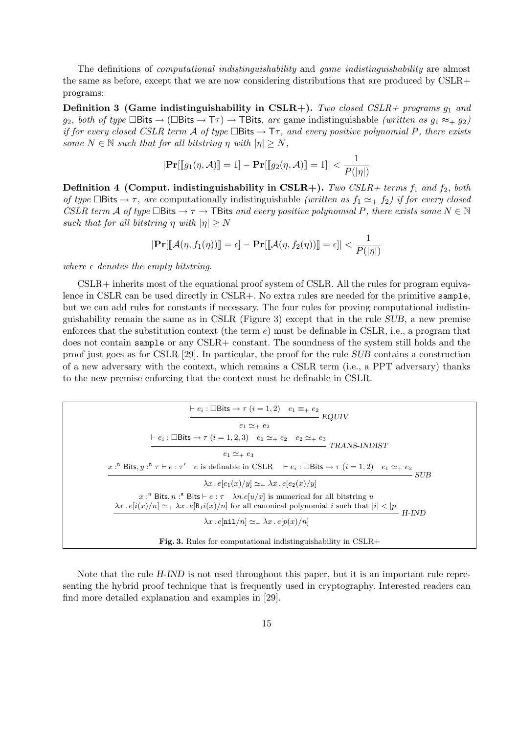The definitions of *computational indistinguishability* and *game indistinguishability* are almost the same as before, except that we are now considering distributions that are produced by CSLR+ programs:

**Definition 3 (Game indistinguishability in CSLR+).** *Two closed CSLR+ programs $g_1$ and $g_2$, both of type $\Box\mathsf{Bits} \to (\Box\mathsf{Bits} \to \mathsf{T}\tau) \to \mathsf{TBits}$, are* game indistinguishable *(written as $g_1 \approx_+ g_2$) if for every closed CSLR term $\mathcal{A}$ of type $\Box\mathsf{Bits} \to \mathsf{T}\tau$, and every positive polynomial $P$, there exists some $N \in \mathbb{N}$ such that for all bitstring $\eta$ with $|\eta| \geq N$,*

$$|\mathbf{Pr}[[\![g_1(\eta, \mathcal{A})]\!] = 1] - \mathbf{Pr}[[\![g_2(\eta, \mathcal{A})]\!] = 1]| < \frac{1}{P(|\eta|)}$$

**Definition 4 (Comput. indistinguishability in CSLR+).** *Two CSLR+ terms $f_1$ and $f_2$, both of type $\Box\mathsf{Bits} \to \tau$, are* computationally indistinguishable *(written as $f_1 \simeq_+ f_2$) if for every closed CSLR term $\mathcal{A}$ of type $\Box\mathsf{Bits} \to \tau \to \mathsf{TBits}$ and every positive polynomial $P$, there exists some $N \in \mathbb{N}$ such that for all bitstring $\eta$ with $|\eta| \geq N$*

$$|\mathbf{Pr}[[\![\mathcal{A}(\eta, f_1(\eta))]\!] = \epsilon] - \mathbf{Pr}[[\![\mathcal{A}(\eta, f_2(\eta))]\!] = \epsilon]| < \frac{1}{P(|\eta|)}$$

*where $\epsilon$ denotes the empty bitstring.*

CSLR+ inherits most of the equational proof system of CSLR. All the rules for program equivalence in CSLR can be used directly in CSLR+. No extra rules are needed for the primitive `sample`, but we can add rules for constants if necessary. The four rules for proving computational indistinguishability remain the same as in CSLR (Figure 3) except that in the rule *SUB*, a new premise enforces that the substitution context (the term $e$) must be definable in CSLR, i.e., a program that does not contain `sample` or any CSLR+ constant. The soundness of the system still holds and the proof just goes as for CSLR [29]. In particular, the proof for the rule *SUB* contains a construction of a new adversary with the context, which remains a CSLR term (i.e., a PPT adversary) thanks to the new premise enforcing that the context must be definable in CSLR.

$$\frac{\vdash e_i : \Box\mathsf{Bits} \to \tau \ (i = 1, 2) \quad e_1 \equiv_+ e_2}{e_1 \simeq_+ e_2}\ \textit{EQUIV}$$

$$\frac{\vdash e_i : \Box\mathsf{Bits} \to \tau \ (i = 1, 2, 3) \quad e_1 \simeq_+ e_2 \quad e_2 \simeq_+ e_3}{e_1 \simeq_+ e_3}\ \textit{TRANS-INDIST}$$

$$\frac{x :^{\mathsf{n}} \mathsf{Bits}, y :^{\mathsf{n}} \tau \vdash e : \tau' \quad e \text{ is definable in CSLR} \quad \vdash e_i : \Box\mathsf{Bits} \to \tau \ (i = 1, 2) \quad e_1 \simeq_+ e_2}{\lambda x \,.\, e[e_1(x)/y] \simeq_+ \lambda x \,.\, e[e_2(x)/y]}\ \textit{SUB}$$

$$\frac{\begin{array}{c} x :^{\mathsf{n}} \mathsf{Bits}, n :^{\mathsf{n}} \mathsf{Bits} \vdash e : \tau \quad \lambda n.e[u/x] \text{ is numerical for all bitstring } u \\ \lambda x \,.\, e[i(x)/n] \simeq_+ \lambda x \,.\, e[\mathtt{B}_1 i(x)/n] \text{ for all canonical polynomial } i \text{ such that } |i| < |p| \end{array}}{\lambda x \,.\, e[\mathtt{nil}/n] \simeq_+ \lambda x \,.\, e[p(x)/n]}\ \textit{H-IND}$$

**Fig. 3.** Rules for computational indistinguishability in CSLR+

Note that the rule *H-IND* is not used throughout this paper, but it is an important rule representing the hybrid proof technique that is frequently used in cryptography. Interested readers can find more detailed explanation and examples in [29].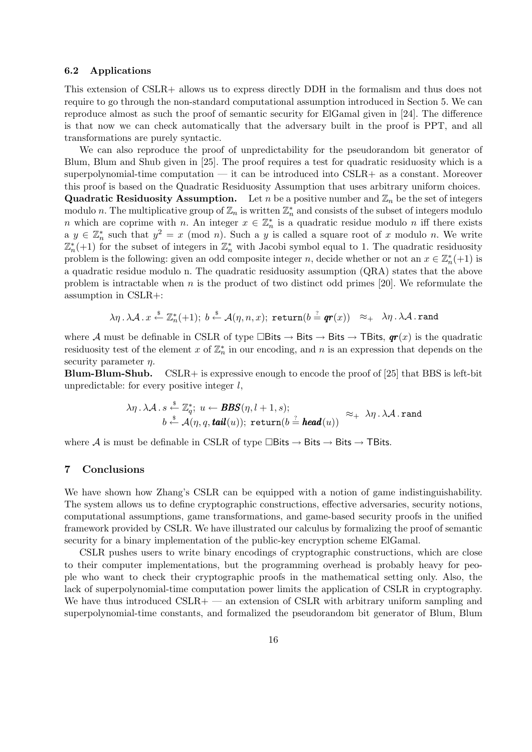### 6.2 Applications

This extension of CSLR+ allows us to express directly DDH in the formalism and thus does not require to go through the non-standard computational assumption introduced in Section 5. We can reproduce almost as such the proof of semantic security for ElGamal given in [24]. The difference is that now we can check automatically that the adversary built in the proof is PPT, and all transformations are purely syntactic.

We can also reproduce the proof of unpredictability for the pseudorandom bit generator of Blum, Blum and Shub given in [25]. The proof requires a test for quadratic residuosity which is a superpolynomial-time computation — it can be introduced into CSLR+ as a constant. Moreover this proof is based on the Quadratic Residuosity Assumption that uses arbitrary uniform choices.

**Quadratic Residuosity Assumption.** Let $n$ be a positive number and $\mathbb{Z}_n$ be the set of integers modulo $n$. The multiplicative group of $\mathbb{Z}_n$ is written $\mathbb{Z}_n^*$ and consists of the subset of integers modulo $n$ which are coprime with $n$. An integer $x \in \mathbb{Z}_n^*$ is a quadratic residue modulo $n$ iff there exists a $y \in \mathbb{Z}_n^*$ such that $y^2 = x \pmod{n}$. Such a $y$ is called a square root of $x$ modulo $n$. We write $\mathbb{Z}_n^*(+1)$ for the subset of integers in $\mathbb{Z}_n^*$ with Jacobi symbol equal to 1. The quadratic residuosity problem is the following: given an odd composite integer $n$, decide whether or not an $x \in \mathbb{Z}_n^*(+1)$ is a quadratic residue modulo n. The quadratic residuosity assumption (QRA) states that the above problem is intractable when $n$ is the product of two distinct odd primes [20]. We reformulate the assumption in CSLR+:

$$\lambda\eta\,.\,\lambda\mathcal{A}\,.\,x \xleftarrow{\$} \mathbb{Z}_n^*(+1);\ b \xleftarrow{\$} \mathcal{A}(\eta, n, x);\ \mathtt{return}(b \stackrel{?}{=} \boldsymbol{qr}(x)) \quad \approx_+ \quad \lambda\eta\,.\,\lambda\mathcal{A}\,.\,\mathtt{rand}$$

where $\mathcal{A}$ must be definable in CSLR of type $\Box\mathsf{Bits} \to \mathsf{Bits} \to \mathsf{Bits} \to \mathsf{TBits}$, $\boldsymbol{qr}(x)$ is the quadratic residuosity test of the element $x$ of $\mathbb{Z}_n^*$ in our encoding, and $n$ is an expression that depends on the security parameter $\eta$.

**Blum-Blum-Shub.** CSLR+ is expressive enough to encode the proof of [25] that BBS is left-bit unpredictable: for every positive integer $l$,

$$\begin{array}{c}\lambda\eta\,.\,\lambda\mathcal{A}\,.\,s \xleftarrow{\$} \mathbb{Z}_q^*;\ u \leftarrow \boldsymbol{BBS}(\eta, l+1, s);\\ b \xleftarrow{\$} \mathcal{A}(\eta, q, \boldsymbol{tail}(u));\ \mathtt{return}(b \stackrel{?}{=} \boldsymbol{head}(u))\end{array} \approx_+ \lambda\eta\,.\,\lambda\mathcal{A}\,.\,\mathtt{rand}$$

where $\mathcal{A}$ is must be definable in CSLR of type $\Box\mathsf{Bits} \to \mathsf{Bits} \to \mathsf{Bits} \to \mathsf{TBits}$.

## 7 Conclusions

We have shown how Zhang's CSLR can be equipped with a notion of game indistinguishability. The system allows us to define cryptographic constructions, effective adversaries, security notions, computational assumptions, game transformations, and game-based security proofs in the unified framework provided by CSLR. We have illustrated our calculus by formalizing the proof of semantic security for a binary implementation of the public-key encryption scheme ElGamal.

CSLR pushes users to write binary encodings of cryptographic constructions, which are close to their computer implementations, but the programming overhead is probably heavy for people who want to check their cryptographic proofs in the mathematical setting only. Also, the lack of superpolynomial-time computation power limits the application of CSLR in cryptography. We have thus introduced CSLR+ — an extension of CSLR with arbitrary uniform sampling and superpolynomial-time constants, and formalized the pseudorandom bit generator of Blum, Blum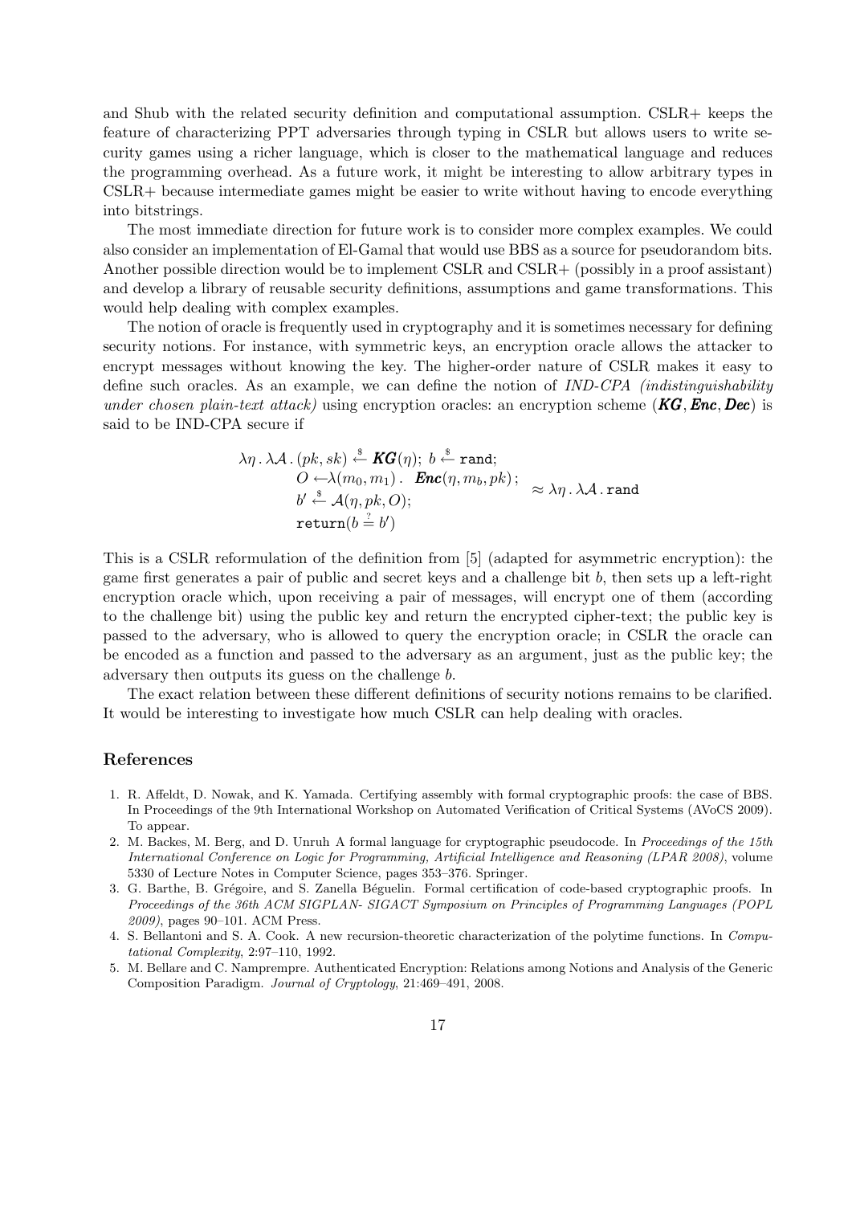and Shub with the related security definition and computational assumption. CSLR+ keeps the feature of characterizing PPT adversaries through typing in CSLR but allows users to write security games using a richer language, which is closer to the mathematical language and reduces the programming overhead. As a future work, it might be interesting to allow arbitrary types in CSLR+ because intermediate games might be easier to write without having to encode everything into bitstrings.

The most immediate direction for future work is to consider more complex examples. We could also consider an implementation of El-Gamal that would use BBS as a source for pseudorandom bits. Another possible direction would be to implement CSLR and CSLR+ (possibly in a proof assistant) and develop a library of reusable security definitions, assumptions and game transformations. This would help dealing with complex examples.

The notion of oracle is frequently used in cryptography and it is sometimes necessary for defining security notions. For instance, with symmetric keys, an encryption oracle allows the attacker to encrypt messages without knowing the key. The higher-order nature of CSLR makes it easy to define such oracles. As an example, we can define the notion of *IND-CPA (indistinguishability under chosen plain-text attack)* using encryption oracles: an encryption scheme $(\boldsymbol{KG}, \boldsymbol{Enc}, \boldsymbol{Dec})$ is said to be IND-CPA secure if

$$\begin{array}{l}\lambda\eta\,.\,\lambda\mathcal{A}\,.\,(pk, sk) \xleftarrow{\$} \boldsymbol{KG}(\eta);\ b \xleftarrow{\$} \mathtt{rand};\\ \quad O \leftarrow \lambda(m_0, m_1)\,.\ \ \boldsymbol{Enc}(\eta, m_b, pk);\\ \quad b' \xleftarrow{\$} \mathcal{A}(\eta, pk, O);\\ \quad \mathtt{return}(b \stackrel{?}{=} b')\end{array} \approx \lambda\eta\,.\,\lambda\mathcal{A}\,.\,\mathtt{rand}$$

This is a CSLR reformulation of the definition from [5] (adapted for asymmetric encryption): the game first generates a pair of public and secret keys and a challenge bit $b$, then sets up a left-right encryption oracle which, upon receiving a pair of messages, will encrypt one of them (according to the challenge bit) using the public key and return the encrypted cipher-text; the public key is passed to the adversary, who is allowed to query the encryption oracle; in CSLR the oracle can be encoded as a function and passed to the adversary as an argument, just as the public key; the adversary then outputs its guess on the challenge $b$.

The exact relation between these different definitions of security notions remains to be clarified. It would be interesting to investigate how much CSLR can help dealing with oracles.

## References

1. R. Affeldt, D. Nowak, and K. Yamada. Certifying assembly with formal cryptographic proofs: the case of BBS. In Proceedings of the 9th International Workshop on Automated Verification of Critical Systems (AVoCS 2009). To appear.
2. M. Backes, M. Berg, and D. Unruh A formal language for cryptographic pseudocode. In *Proceedings of the 15th International Conference on Logic for Programming, Artificial Intelligence and Reasoning (LPAR 2008)*, volume 5330 of Lecture Notes in Computer Science, pages 353–376. Springer.
3. G. Barthe, B. Grégoire, and S. Zanella Béguelin. Formal certification of code-based cryptographic proofs. In *Proceedings of the 36th ACM SIGPLAN- SIGACT Symposium on Principles of Programming Languages (POPL 2009)*, pages 90–101. ACM Press.
4. S. Bellantoni and S. A. Cook. A new recursion-theoretic characterization of the polytime functions. In *Computational Complexity*, 2:97–110, 1992.
5. M. Bellare and C. Namprempre. Authenticated Encryption: Relations among Notions and Analysis of the Generic Composition Paradigm. *Journal of Cryptology*, 21:469–491, 2008.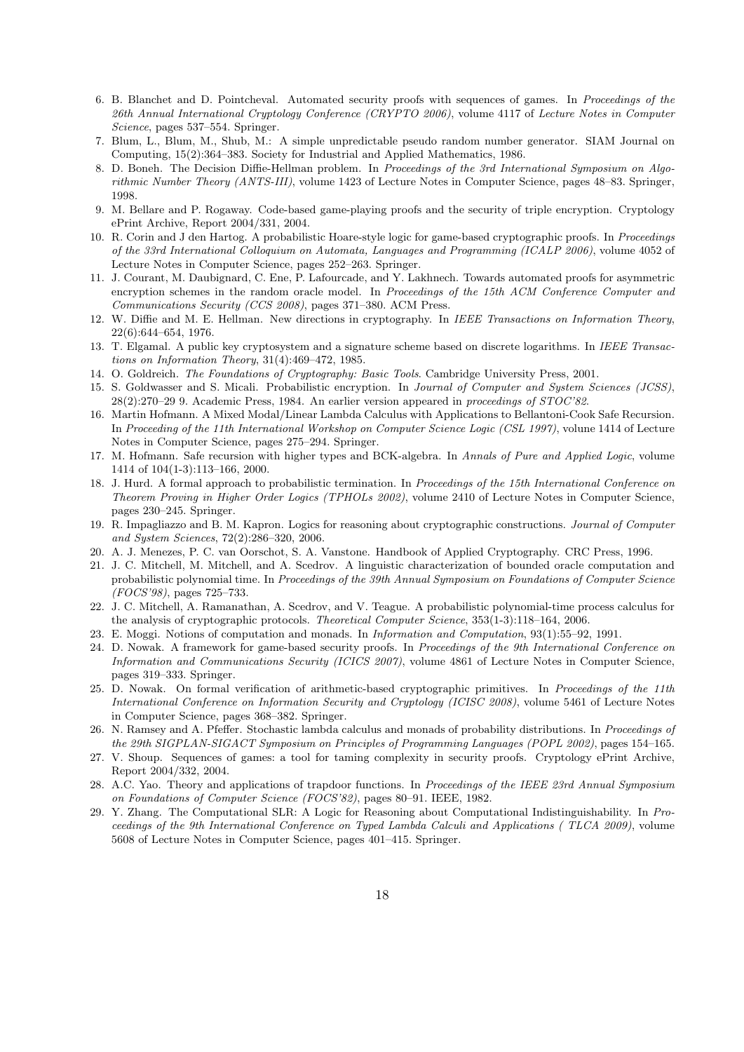6. B. Blanchet and D. Pointcheval. Automated security proofs with sequences of games. In *Proceedings of the 26th Annual International Cryptology Conference (CRYPTO 2006)*, volume 4117 of *Lecture Notes in Computer Science*, pages 537–554. Springer.
7. Blum, L., Blum, M., Shub, M.: A simple unpredictable pseudo random number generator. SIAM Journal on Computing, 15(2):364–383. Society for Industrial and Applied Mathematics, 1986.
8. D. Boneh. The Decision Diffie-Hellman problem. In *Proceedings of the 3rd International Symposium on Algorithmic Number Theory (ANTS-III)*, volume 1423 of Lecture Notes in Computer Science, pages 48–83. Springer, 1998.
9. M. Bellare and P. Rogaway. Code-based game-playing proofs and the security of triple encryption. Cryptology ePrint Archive, Report 2004/331, 2004.
10. R. Corin and J den Hartog. A probabilistic Hoare-style logic for game-based cryptographic proofs. In *Proceedings of the 33rd International Colloquium on Automata, Languages and Programming (ICALP 2006)*, volume 4052 of Lecture Notes in Computer Science, pages 252–263. Springer.
11. J. Courant, M. Daubignard, C. Ene, P. Lafourcade, and Y. Lakhnech. Towards automated proofs for asymmetric encryption schemes in the random oracle model. In *Proceedings of the 15th ACM Conference Computer and Communications Security (CCS 2008)*, pages 371–380. ACM Press.
12. W. Diffie and M. E. Hellman. New directions in cryptography. In *IEEE Transactions on Information Theory*, 22(6):644–654, 1976.
13. T. Elgamal. A public key cryptosystem and a signature scheme based on discrete logarithms. In *IEEE Transactions on Information Theory*, 31(4):469–472, 1985.
14. O. Goldreich. *The Foundations of Cryptography: Basic Tools*. Cambridge University Press, 2001.
15. S. Goldwasser and S. Micali. Probabilistic encryption. In *Journal of Computer and System Sciences (JCSS)*, 28(2):270–29 9. Academic Press, 1984. An earlier version appeared in *proceedings of STOC'82*.
16. Martin Hofmann. A Mixed Modal/Linear Lambda Calculus with Applications to Bellantoni-Cook Safe Recursion. In *Proceeding of the 11th International Workshop on Computer Science Logic (CSL 1997)*, volume 1414 of Lecture Notes in Computer Science, pages 275–294. Springer.
17. M. Hofmann. Safe recursion with higher types and BCK-algebra. In *Annals of Pure and Applied Logic*, volume 1414 of 104(1-3):113–166, 2000.
18. J. Hurd. A formal approach to probabilistic termination. In *Proceedings of the 15th International Conference on Theorem Proving in Higher Order Logics (TPHOLs 2002)*, volume 2410 of Lecture Notes in Computer Science, pages 230–245. Springer.
19. R. Impagliazzo and B. M. Kapron. Logics for reasoning about cryptographic constructions. *Journal of Computer and System Sciences*, 72(2):286–320, 2006.
20. A. J. Menezes, P. C. van Oorschot, S. A. Vanstone. Handbook of Applied Cryptography. CRC Press, 1996.
21. J. C. Mitchell, M. Mitchell, and A. Scedrov. A linguistic characterization of bounded oracle computation and probabilistic polynomial time. In *Proceedings of the 39th Annual Symposium on Foundations of Computer Science (FOCS'98)*, pages 725–733.
22. J. C. Mitchell, A. Ramanathan, A. Scedrov, and V. Teague. A probabilistic polynomial-time process calculus for the analysis of cryptographic protocols. *Theoretical Computer Science*, 353(1-3):118–164, 2006.
23. E. Moggi. Notions of computation and monads. In *Information and Computation*, 93(1):55–92, 1991.
24. D. Nowak. A framework for game-based security proofs. In *Proceedings of the 9th International Conference on Information and Communications Security (ICICS 2007)*, volume 4861 of Lecture Notes in Computer Science, pages 319–333. Springer.
25. D. Nowak. On formal verification of arithmetic-based cryptographic primitives. In *Proceedings of the 11th International Conference on Information Security and Cryptology (ICISC 2008)*, volume 5461 of Lecture Notes in Computer Science, pages 368–382. Springer.
26. N. Ramsey and A. Pfeffer. Stochastic lambda calculus and monads of probability distributions. In *Proceedings of the 29th SIGPLAN-SIGACT Symposium on Principles of Programming Languages (POPL 2002)*, pages 154–165.
27. V. Shoup. Sequences of games: a tool for taming complexity in security proofs. Cryptology ePrint Archive, Report 2004/332, 2004.
28. A.C. Yao. Theory and applications of trapdoor functions. In *Proceedings of the IEEE 23rd Annual Symposium on Foundations of Computer Science (FOCS'82)*, pages 80–91. IEEE, 1982.
29. Y. Zhang. The Computational SLR: A Logic for Reasoning about Computational Indistinguishability. In *Proceedings of the 9th International Conference on Typed Lambda Calculi and Applications ( TLCA 2009)*, volume 5608 of Lecture Notes in Computer Science, pages 401–415. Springer.